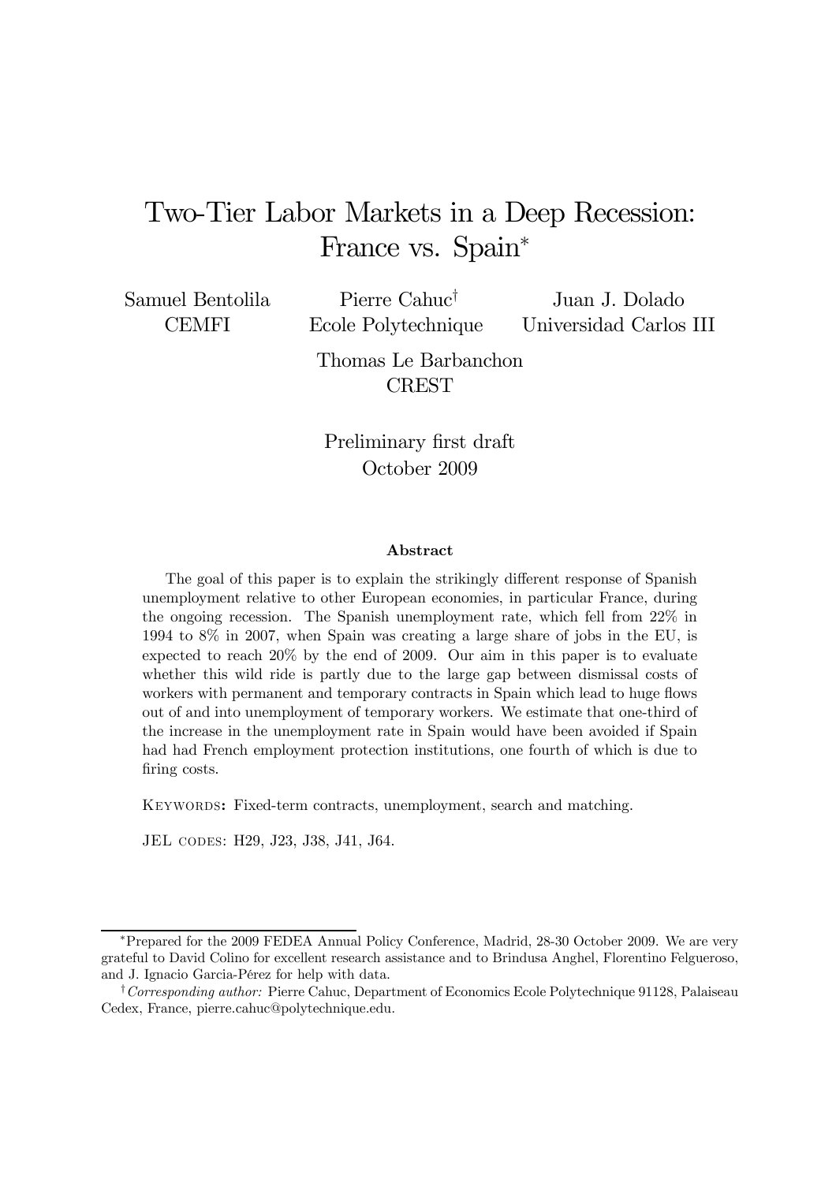# Two-Tier Labor Markets in a Deep Recession: France vs. Spain[*]

Samuel Bentolila
CEMFI

Pierre Cahuc[†]
Ecole Polytechnique

Juan J. Dolado
Universidad Carlos III

Thomas Le Barbanchon
CREST

Preliminary first draft
October 2009

**Abstract**

The goal of this paper is to explain the strikingly different response of Spanish unemployment relative to other European economies, in particular France, during the ongoing recession. The Spanish unemployment rate, which fell from 22% in 1994 to 8% in 2007, when Spain was creating a large share of jobs in the EU, is expected to reach 20% by the end of 2009. Our aim in this paper is to evaluate whether this wild ride is partly due to the large gap between dismissal costs of workers with permanent and temporary contracts in Spain which lead to huge flows out of and into unemployment of temporary workers. We estimate that one-third of the increase in the unemployment rate in Spain would have been avoided if Spain had had French employment protection institutions, one fourth of which is due to firing costs.

Keywords: Fixed-term contracts, unemployment, search and matching.

JEL codes: H29, J23, J38, J41, J64.

[*] Prepared for the 2009 FEDEA Annual Policy Conference, Madrid, 28-30 October 2009. We are very grateful to David Colino for excellent research assistance and to Brindusa Anghel, Florentino Felgueroso, and J. Ignacio Garcia-Pérez for help with data.

[†] *Corresponding author:* Pierre Cahuc, Department of Economics Ecole Polytechnique 91128, Palaiseau Cedex, France, pierre.cahuc@polytechnique.edu.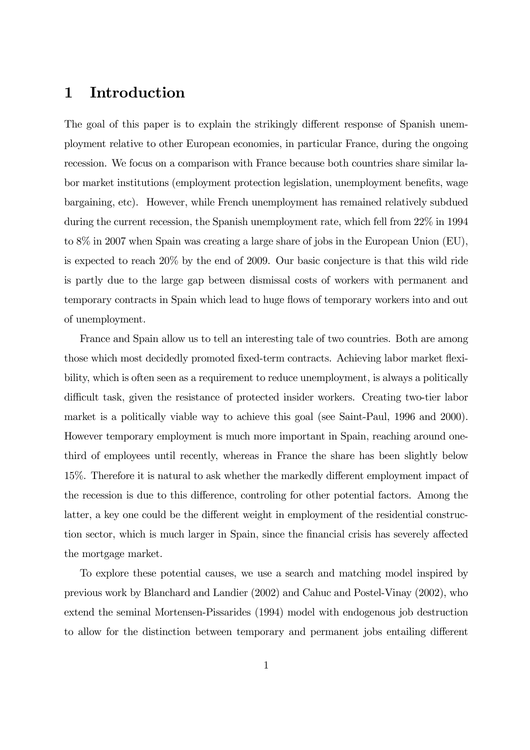# 1 Introduction

The goal of this paper is to explain the strikingly different response of Spanish unemployment relative to other European economies, in particular France, during the ongoing recession. We focus on a comparison with France because both countries share similar labor market institutions (employment protection legislation, unemployment benefits, wage bargaining, etc). However, while French unemployment has remained relatively subdued during the current recession, the Spanish unemployment rate, which fell from 22% in 1994 to 8% in 2007 when Spain was creating a large share of jobs in the European Union (EU), is expected to reach 20% by the end of 2009. Our basic conjecture is that this wild ride is partly due to the large gap between dismissal costs of workers with permanent and temporary contracts in Spain which lead to huge flows of temporary workers into and out of unemployment.

France and Spain allow us to tell an interesting tale of two countries. Both are among those which most decidedly promoted fixed-term contracts. Achieving labor market flexibility, which is often seen as a requirement to reduce unemployment, is always a politically difficult task, given the resistance of protected insider workers. Creating two-tier labor market is a politically viable way to achieve this goal (see Saint-Paul, 1996 and 2000). However temporary employment is much more important in Spain, reaching around one-third of employees until recently, whereas in France the share has been slightly below 15%. Therefore it is natural to ask whether the markedly different employment impact of the recession is due to this difference, controling for other potential factors. Among the latter, a key one could be the different weight in employment of the residential construction sector, which is much larger in Spain, since the financial crisis has severely affected the mortgage market.

To explore these potential causes, we use a search and matching model inspired by previous work by Blanchard and Landier (2002) and Cahuc and Postel-Vinay (2002), who extend the seminal Mortensen-Pissarides (1994) model with endogenous job destruction to allow for the distinction between temporary and permanent jobs entailing different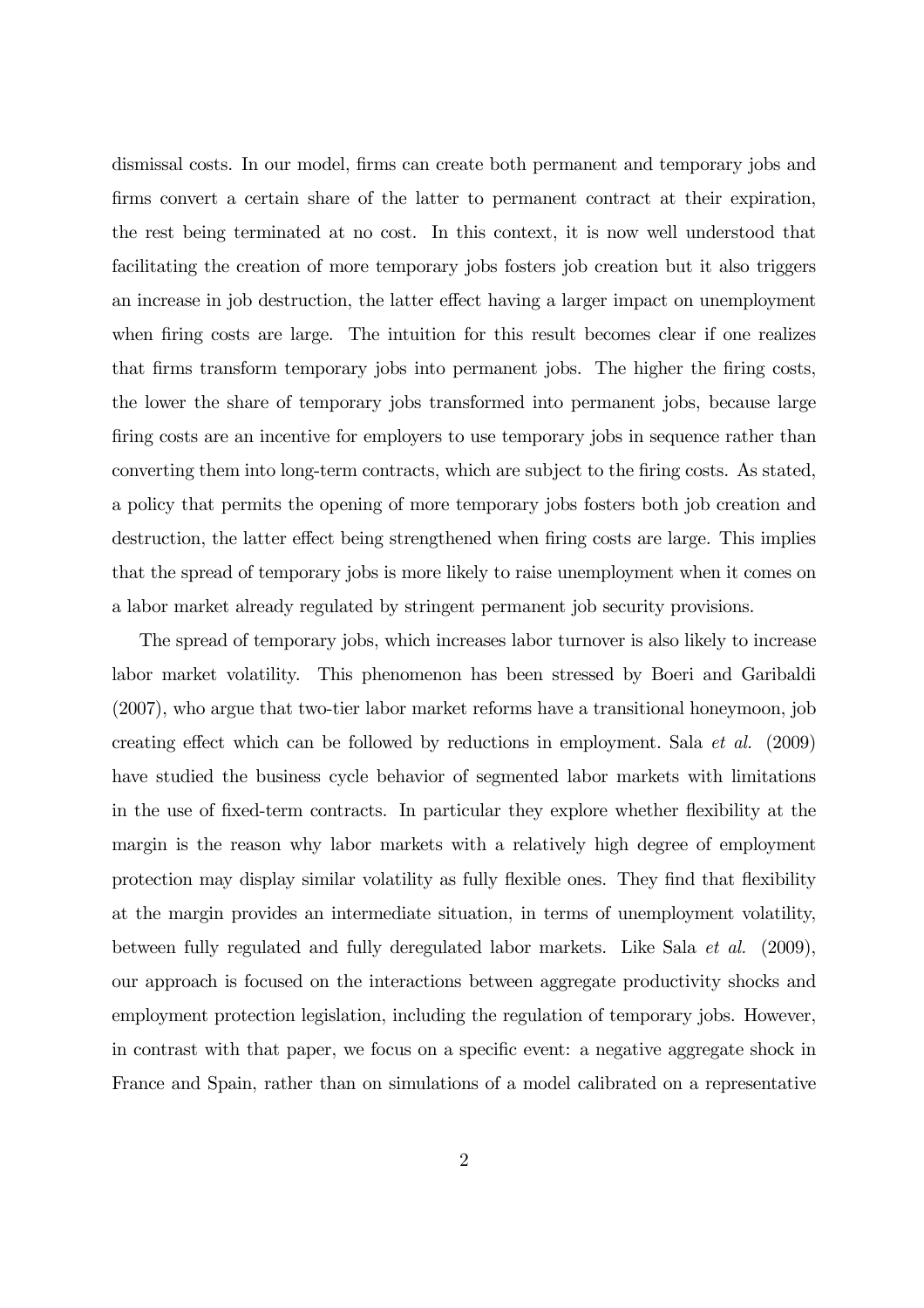dismissal costs. In our model, firms can create both permanent and temporary jobs and firms convert a certain share of the latter to permanent contract at their expiration, the rest being terminated at no cost. In this context, it is now well understood that facilitating the creation of more temporary jobs fosters job creation but it also triggers an increase in job destruction, the latter effect having a larger impact on unemployment when firing costs are large. The intuition for this result becomes clear if one realizes that firms transform temporary jobs into permanent jobs. The higher the firing costs, the lower the share of temporary jobs transformed into permanent jobs, because large firing costs are an incentive for employers to use temporary jobs in sequence rather than converting them into long-term contracts, which are subject to the firing costs. As stated, a policy that permits the opening of more temporary jobs fosters both job creation and destruction, the latter effect being strengthened when firing costs are large. This implies that the spread of temporary jobs is more likely to raise unemployment when it comes on a labor market already regulated by stringent permanent job security provisions.

The spread of temporary jobs, which increases labor turnover is also likely to increase labor market volatility. This phenomenon has been stressed by Boeri and Garibaldi (2007), who argue that two-tier labor market reforms have a transitional honeymoon, job creating effect which can be followed by reductions in employment. Sala *et al.* (2009) have studied the business cycle behavior of segmented labor markets with limitations in the use of fixed-term contracts. In particular they explore whether flexibility at the margin is the reason why labor markets with a relatively high degree of employment protection may display similar volatility as fully flexible ones. They find that flexibility at the margin provides an intermediate situation, in terms of unemployment volatility, between fully regulated and fully deregulated labor markets. Like Sala *et al.* (2009), our approach is focused on the interactions between aggregate productivity shocks and employment protection legislation, including the regulation of temporary jobs. However, in contrast with that paper, we focus on a specific event: a negative aggregate shock in France and Spain, rather than on simulations of a model calibrated on a representative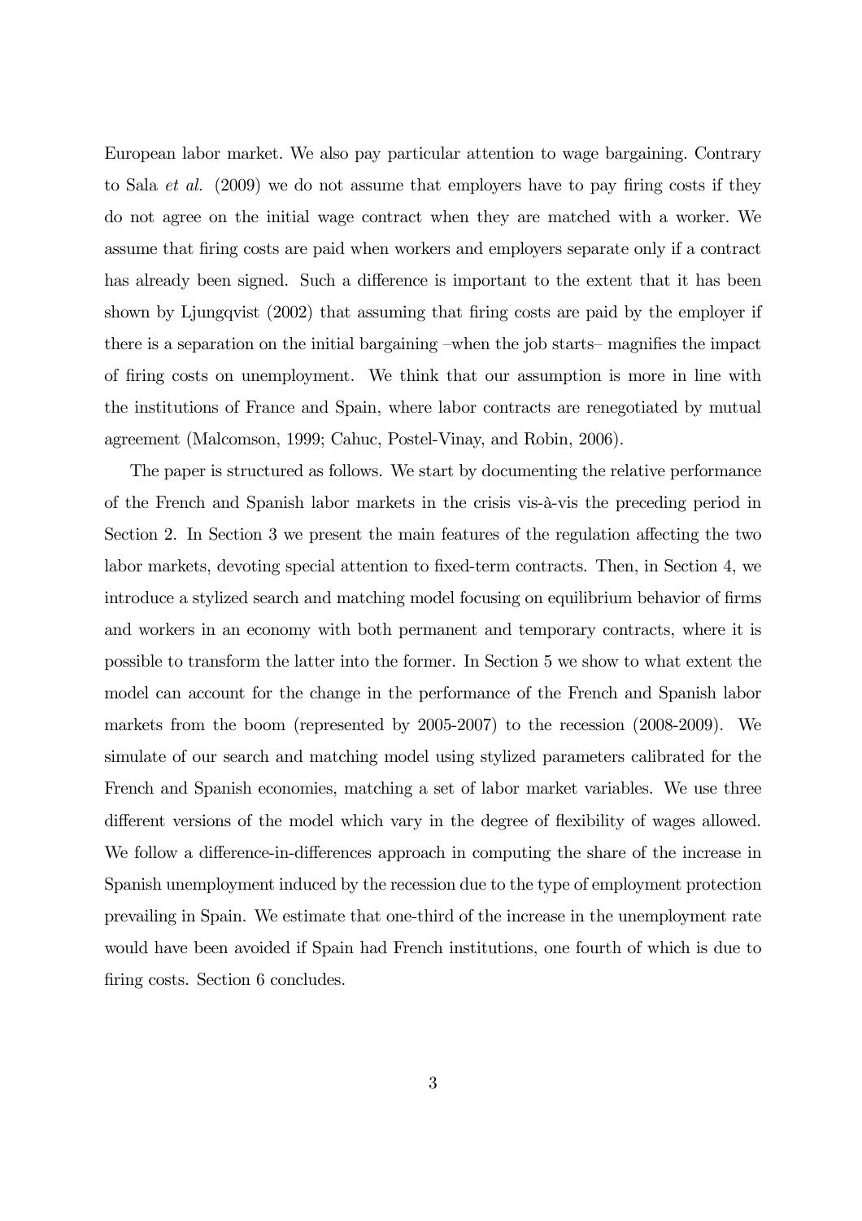European labor market. We also pay particular attention to wage bargaining. Contrary to Sala *et al.* (2009) we do not assume that employers have to pay firing costs if they do not agree on the initial wage contract when they are matched with a worker. We assume that firing costs are paid when workers and employers separate only if a contract has already been signed. Such a difference is important to the extent that it has been shown by Ljungqvist (2002) that assuming that firing costs are paid by the employer if there is a separation on the initial bargaining –when the job starts– magnifies the impact of firing costs on unemployment. We think that our assumption is more in line with the institutions of France and Spain, where labor contracts are renegotiated by mutual agreement (Malcomson, 1999; Cahuc, Postel-Vinay, and Robin, 2006).

The paper is structured as follows. We start by documenting the relative performance of the French and Spanish labor markets in the crisis vis-à-vis the preceding period in Section 2. In Section 3 we present the main features of the regulation affecting the two labor markets, devoting special attention to fixed-term contracts. Then, in Section 4, we introduce a stylized search and matching model focusing on equilibrium behavior of firms and workers in an economy with both permanent and temporary contracts, where it is possible to transform the latter into the former. In Section 5 we show to what extent the model can account for the change in the performance of the French and Spanish labor markets from the boom (represented by 2005-2007) to the recession (2008-2009). We simulate of our search and matching model using stylized parameters calibrated for the French and Spanish economies, matching a set of labor market variables. We use three different versions of the model which vary in the degree of flexibility of wages allowed. We follow a difference-in-differences approach in computing the share of the increase in Spanish unemployment induced by the recession due to the type of employment protection prevailing in Spain. We estimate that one-third of the increase in the unemployment rate would have been avoided if Spain had French institutions, one fourth of which is due to firing costs. Section 6 concludes.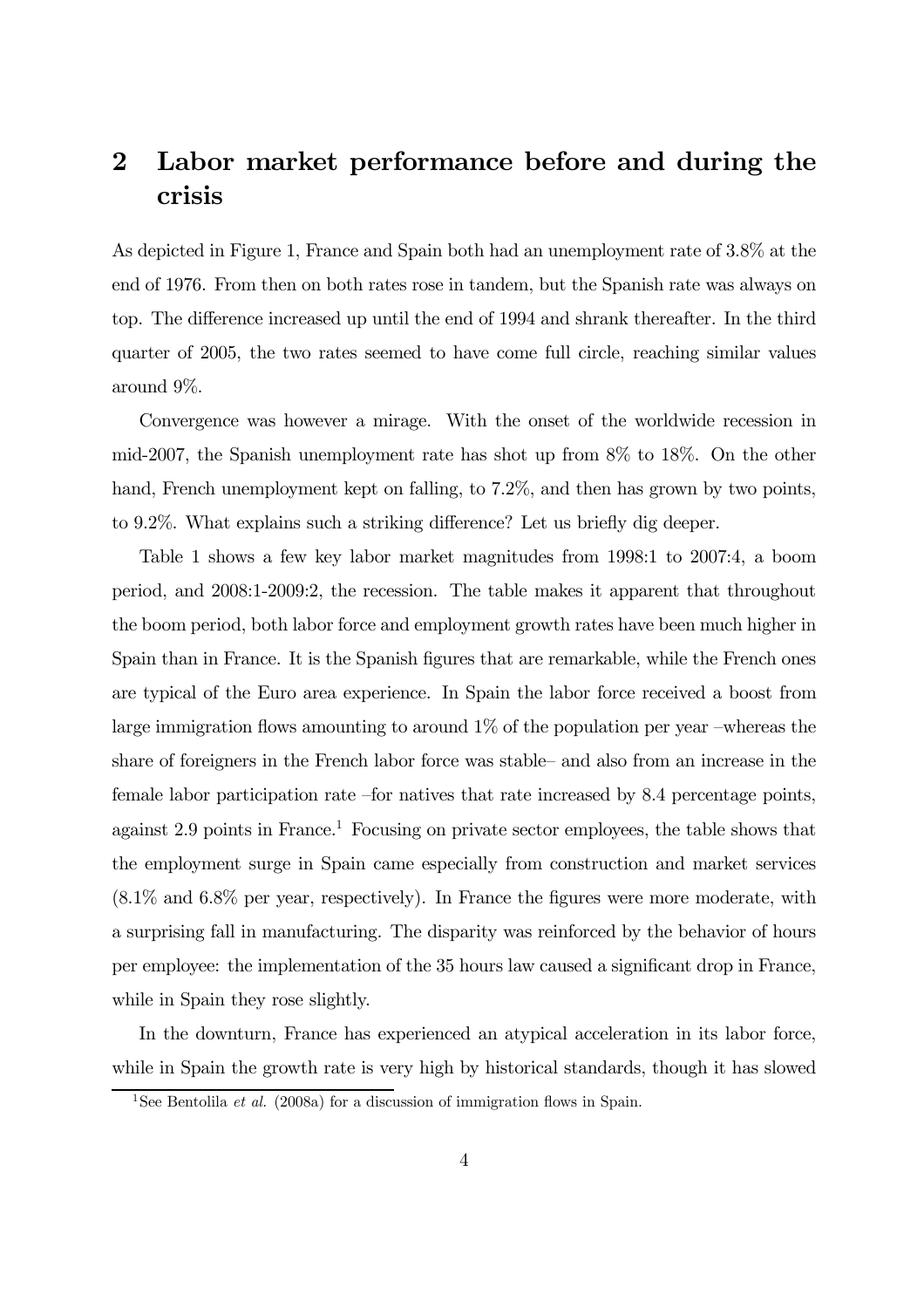## 2 Labor market performance before and during the crisis

As depicted in Figure 1, France and Spain both had an unemployment rate of 3.8% at the end of 1976. From then on both rates rose in tandem, but the Spanish rate was always on top. The difference increased up until the end of 1994 and shrank thereafter. In the third quarter of 2005, the two rates seemed to have come full circle, reaching similar values around 9%.

Convergence was however a mirage. With the onset of the worldwide recession in mid-2007, the Spanish unemployment rate has shot up from 8% to 18%. On the other hand, French unemployment kept on falling, to 7.2%, and then has grown by two points, to 9.2%. What explains such a striking difference? Let us briefly dig deeper.

Table 1 shows a few key labor market magnitudes from 1998:1 to 2007:4, a boom period, and 2008:1-2009:2, the recession. The table makes it apparent that throughout the boom period, both labor force and employment growth rates have been much higher in Spain than in France. It is the Spanish figures that are remarkable, while the French ones are typical of the Euro area experience. In Spain the labor force received a boost from large immigration flows amounting to around 1% of the population per year –whereas the share of foreigners in the French labor force was stable– and also from an increase in the female labor participation rate –for natives that rate increased by 8.4 percentage points, against 2.9 points in France.[1] Focusing on private sector employees, the table shows that the employment surge in Spain came especially from construction and market services (8.1% and 6.8% per year, respectively). In France the figures were more moderate, with a surprising fall in manufacturing. The disparity was reinforced by the behavior of hours per employee: the implementation of the 35 hours law caused a significant drop in France, while in Spain they rose slightly.

In the downturn, France has experienced an atypical acceleration in its labor force, while in Spain the growth rate is very high by historical standards, though it has slowed

[1] See Bentolila *et al.* (2008a) for a discussion of immigration flows in Spain.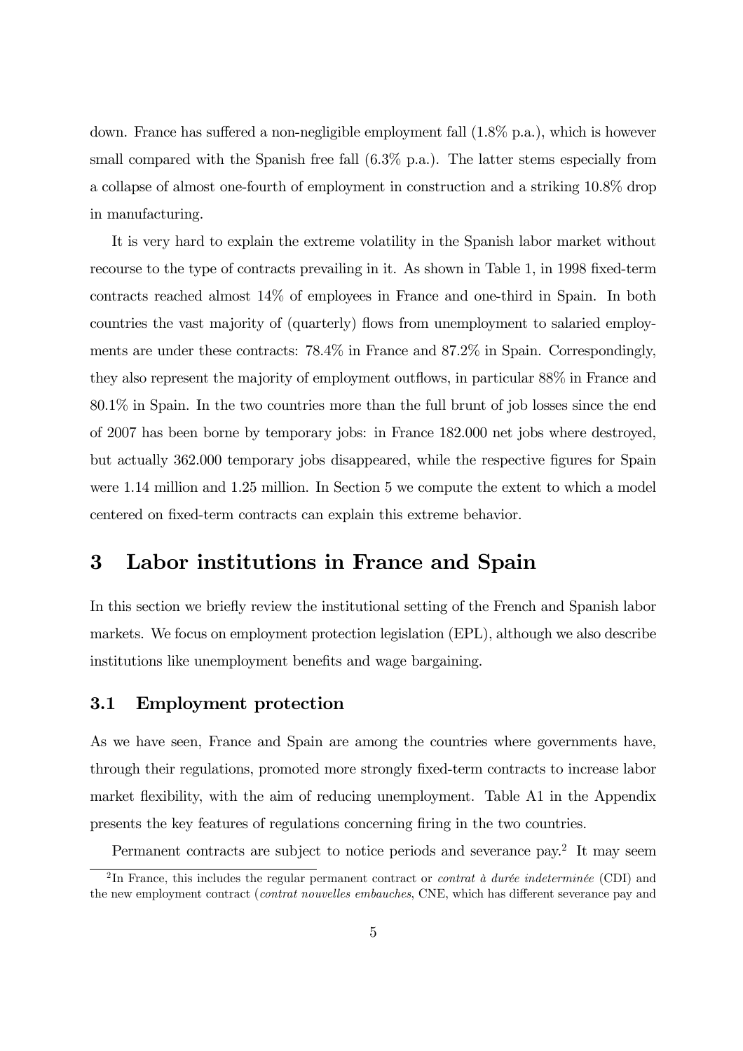down. France has suffered a non-negligible employment fall (1.8% p.a.), which is however small compared with the Spanish free fall (6.3% p.a.). The latter stems especially from a collapse of almost one-fourth of employment in construction and a striking 10.8% drop in manufacturing.

It is very hard to explain the extreme volatility in the Spanish labor market without recourse to the type of contracts prevailing in it. As shown in Table 1, in 1998 fixed-term contracts reached almost 14% of employees in France and one-third in Spain. In both countries the vast majority of (quarterly) flows from unemployment to salaried employments are under these contracts: 78.4% in France and 87.2% in Spain. Correspondingly, they also represent the majority of employment outflows, in particular 88% in France and 80.1% in Spain. In the two countries more than the full brunt of job losses since the end of 2007 has been borne by temporary jobs: in France 182.000 net jobs where destroyed, but actually 362.000 temporary jobs disappeared, while the respective figures for Spain were 1.14 million and 1.25 million. In Section 5 we compute the extent to which a model centered on fixed-term contracts can explain this extreme behavior.

# 3 Labor institutions in France and Spain

In this section we briefly review the institutional setting of the French and Spanish labor markets. We focus on employment protection legislation (EPL), although we also describe institutions like unemployment benefits and wage bargaining.

## 3.1 Employment protection

As we have seen, France and Spain are among the countries where governments have, through their regulations, promoted more strongly fixed-term contracts to increase labor market flexibility, with the aim of reducing unemployment. Table A1 in the Appendix presents the key features of regulations concerning firing in the two countries.

Permanent contracts are subject to notice periods and severance pay.[2] It may seem

[2] In France, this includes the regular permanent contract or *contrat à durée indeterminée* (CDI) and the new employment contract (*contrat nouvelles embauches*, CNE, which has different severance pay and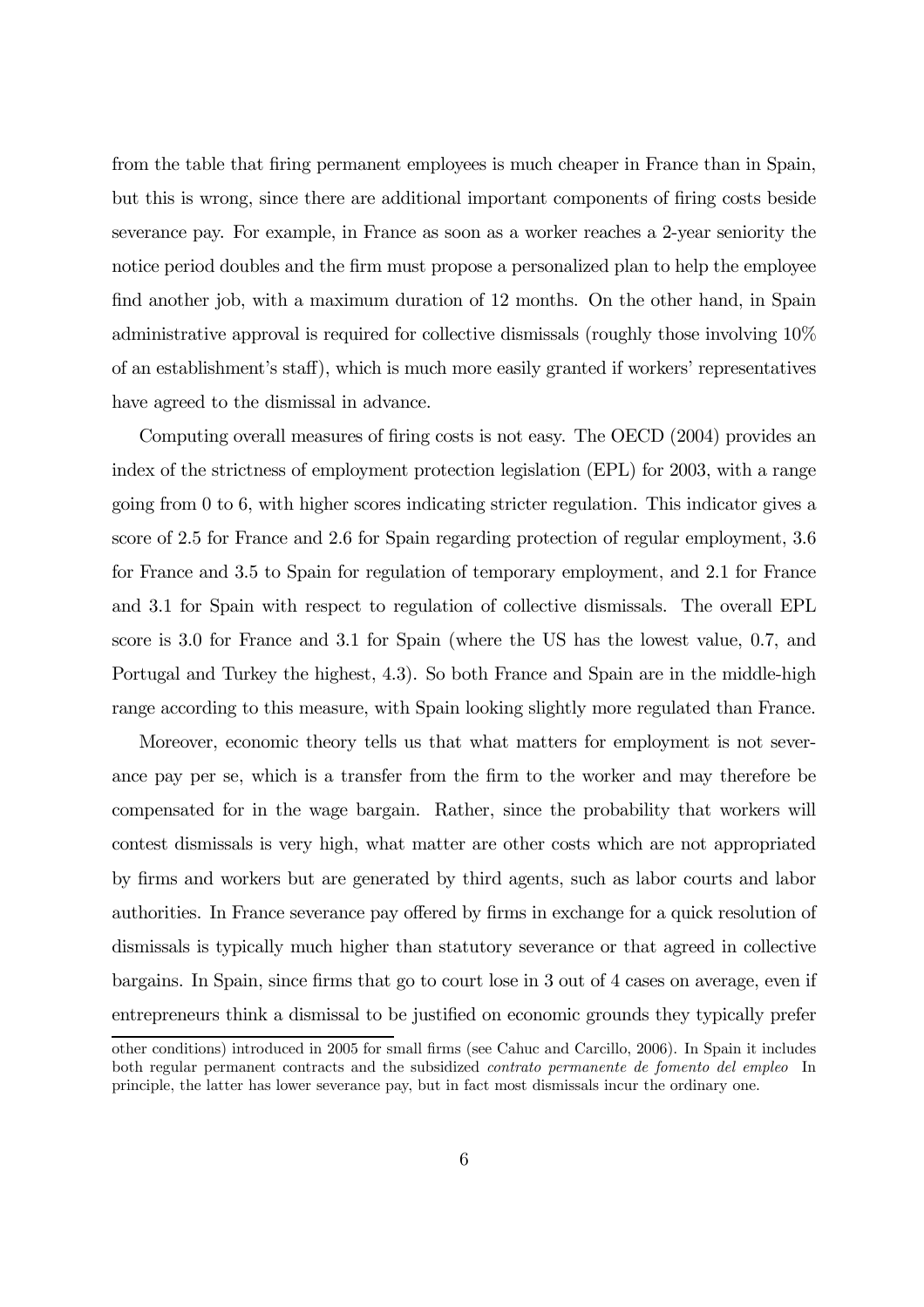from the table that firing permanent employees is much cheaper in France than in Spain, but this is wrong, since there are additional important components of firing costs beside severance pay. For example, in France as soon as a worker reaches a 2-year seniority the notice period doubles and the firm must propose a personalized plan to help the employee find another job, with a maximum duration of 12 months. On the other hand, in Spain administrative approval is required for collective dismissals (roughly those involving 10% of an establishment's staff), which is much more easily granted if workers' representatives have agreed to the dismissal in advance.

Computing overall measures of firing costs is not easy. The OECD (2004) provides an index of the strictness of employment protection legislation (EPL) for 2003, with a range going from 0 to 6, with higher scores indicating stricter regulation. This indicator gives a score of 2.5 for France and 2.6 for Spain regarding protection of regular employment, 3.6 for France and 3.5 to Spain for regulation of temporary employment, and 2.1 for France and 3.1 for Spain with respect to regulation of collective dismissals. The overall EPL score is 3.0 for France and 3.1 for Spain (where the US has the lowest value, 0.7, and Portugal and Turkey the highest, 4.3). So both France and Spain are in the middle-high range according to this measure, with Spain looking slightly more regulated than France.

Moreover, economic theory tells us that what matters for employment is not severance pay per se, which is a transfer from the firm to the worker and may therefore be compensated for in the wage bargain. Rather, since the probability that workers will contest dismissals is very high, what matter are other costs which are not appropriated by firms and workers but are generated by third agents, such as labor courts and labor authorities. In France severance pay offered by firms in exchange for a quick resolution of dismissals is typically much higher than statutory severance or that agreed in collective bargains. In Spain, since firms that go to court lose in 3 out of 4 cases on average, even if entrepreneurs think a dismissal to be justified on economic grounds they typically prefer

other conditions) introduced in 2005 for small firms (see Cahuc and Carcillo, 2006). In Spain it includes both regular permanent contracts and the subsidized *contrato permanente de fomento del empleo* In principle, the latter has lower severance pay, but in fact most dismissals incur the ordinary one.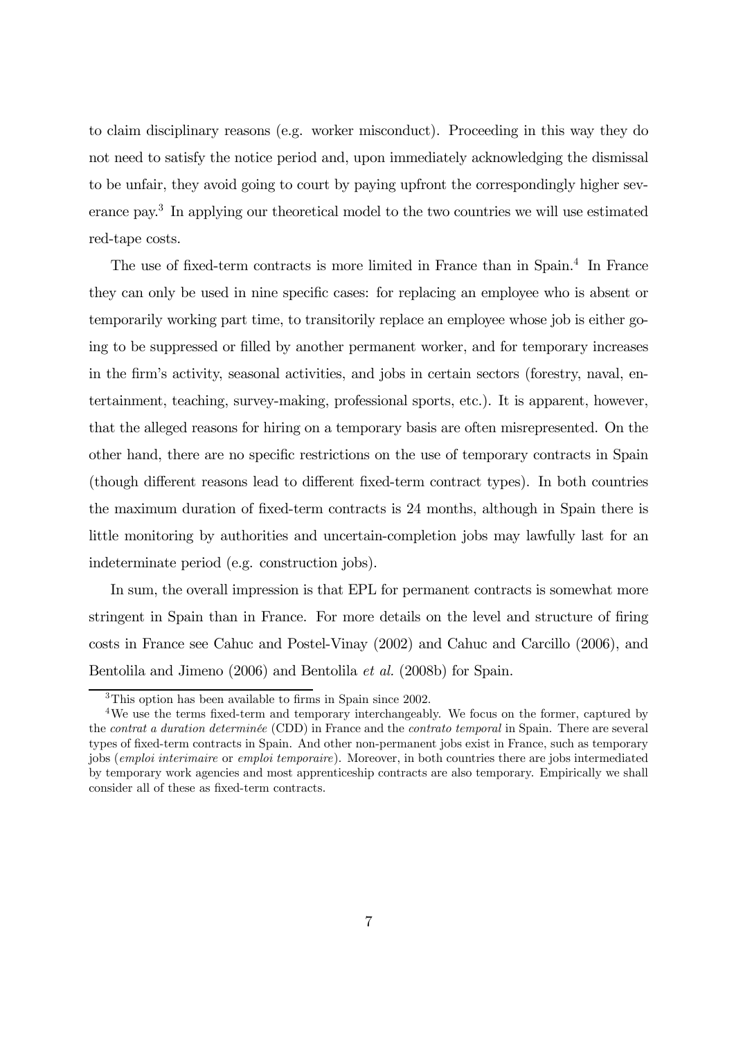to claim disciplinary reasons (e.g. worker misconduct). Proceeding in this way they do not need to satisfy the notice period and, upon immediately acknowledging the dismissal to be unfair, they avoid going to court by paying upfront the correspondingly higher severance pay.[3] In applying our theoretical model to the two countries we will use estimated red-tape costs.

The use of fixed-term contracts is more limited in France than in Spain.[4] In France they can only be used in nine specific cases: for replacing an employee who is absent or temporarily working part time, to transitorily replace an employee whose job is either going to be suppressed or filled by another permanent worker, and for temporary increases in the firm's activity, seasonal activities, and jobs in certain sectors (forestry, naval, entertainment, teaching, survey-making, professional sports, etc.). It is apparent, however, that the alleged reasons for hiring on a temporary basis are often misrepresented. On the other hand, there are no specific restrictions on the use of temporary contracts in Spain (though different reasons lead to different fixed-term contract types). In both countries the maximum duration of fixed-term contracts is 24 months, although in Spain there is little monitoring by authorities and uncertain-completion jobs may lawfully last for an indeterminate period (e.g. construction jobs).

In sum, the overall impression is that EPL for permanent contracts is somewhat more stringent in Spain than in France. For more details on the level and structure of firing costs in France see Cahuc and Postel-Vinay (2002) and Cahuc and Carcillo (2006), and Bentolila and Jimeno (2006) and Bentolila *et al.* (2008b) for Spain.

---

[3] This option has been available to firms in Spain since 2002.

[4] We use the terms fixed-term and temporary interchangeably. We focus on the former, captured by the *contrat a duration determinée* (CDD) in France and the *contrato temporal* in Spain. There are several types of fixed-term contracts in Spain. And other non-permanent jobs exist in France, such as temporary jobs (*emploi interimaire* or *emploi temporaire*). Moreover, in both countries there are jobs intermediated by temporary work agencies and most apprenticeship contracts are also temporary. Empirically we shall consider all of these as fixed-term contracts.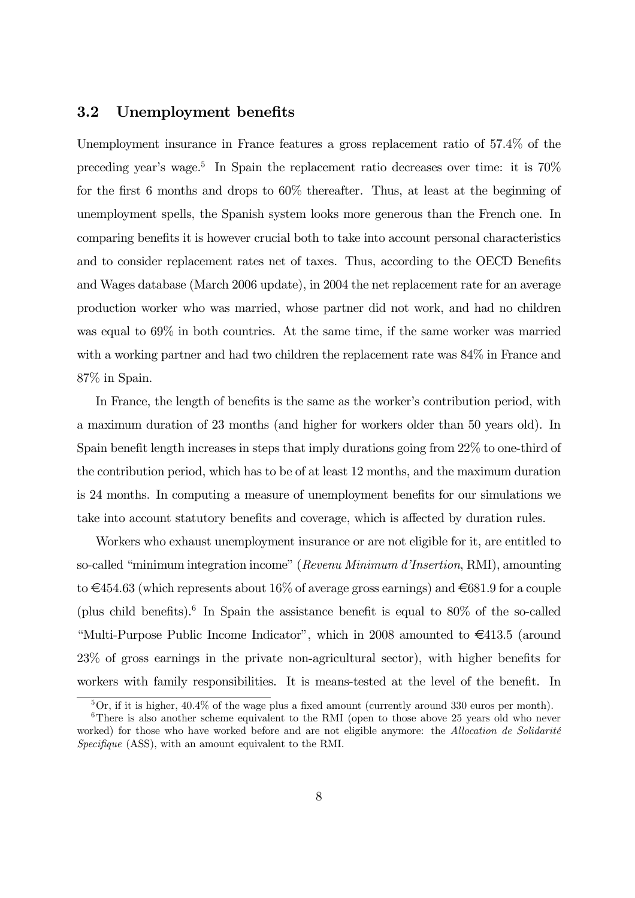### 3.2 Unemployment benefits

Unemployment insurance in France features a gross replacement ratio of 57.4% of the preceding year's wage.[5] In Spain the replacement ratio decreases over time: it is 70% for the first 6 months and drops to 60% thereafter. Thus, at least at the beginning of unemployment spells, the Spanish system looks more generous than the French one. In comparing benefits it is however crucial both to take into account personal characteristics and to consider replacement rates net of taxes. Thus, according to the OECD Benefits and Wages database (March 2006 update), in 2004 the net replacement rate for an average production worker who was married, whose partner did not work, and had no children was equal to 69% in both countries. At the same time, if the same worker was married with a working partner and had two children the replacement rate was 84% in France and 87% in Spain.

In France, the length of benefits is the same as the worker's contribution period, with a maximum duration of 23 months (and higher for workers older than 50 years old). In Spain benefit length increases in steps that imply durations going from 22% to one-third of the contribution period, which has to be of at least 12 months, and the maximum duration is 24 months. In computing a measure of unemployment benefits for our simulations we take into account statutory benefits and coverage, which is affected by duration rules.

Workers who exhaust unemployment insurance or are not eligible for it, are entitled to so-called "minimum integration income" (*Revenu Minimum d'Insertion*, RMI), amounting to €454.63 (which represents about 16% of average gross earnings) and €681.9 for a couple (plus child benefits).[6] In Spain the assistance benefit is equal to 80% of the so-called "Multi-Purpose Public Income Indicator", which in 2008 amounted to €413.5 (around 23% of gross earnings in the private non-agricultural sector), with higher benefits for workers with family responsibilities. It is means-tested at the level of the benefit. In

[5] Or, if it is higher, 40.4% of the wage plus a fixed amount (currently around 330 euros per month).

[6] There is also another scheme equivalent to the RMI (open to those above 25 years old who never worked) for those who have worked before and are not eligible anymore: the *Allocation de Solidarité Specifique* (ASS), with an amount equivalent to the RMI.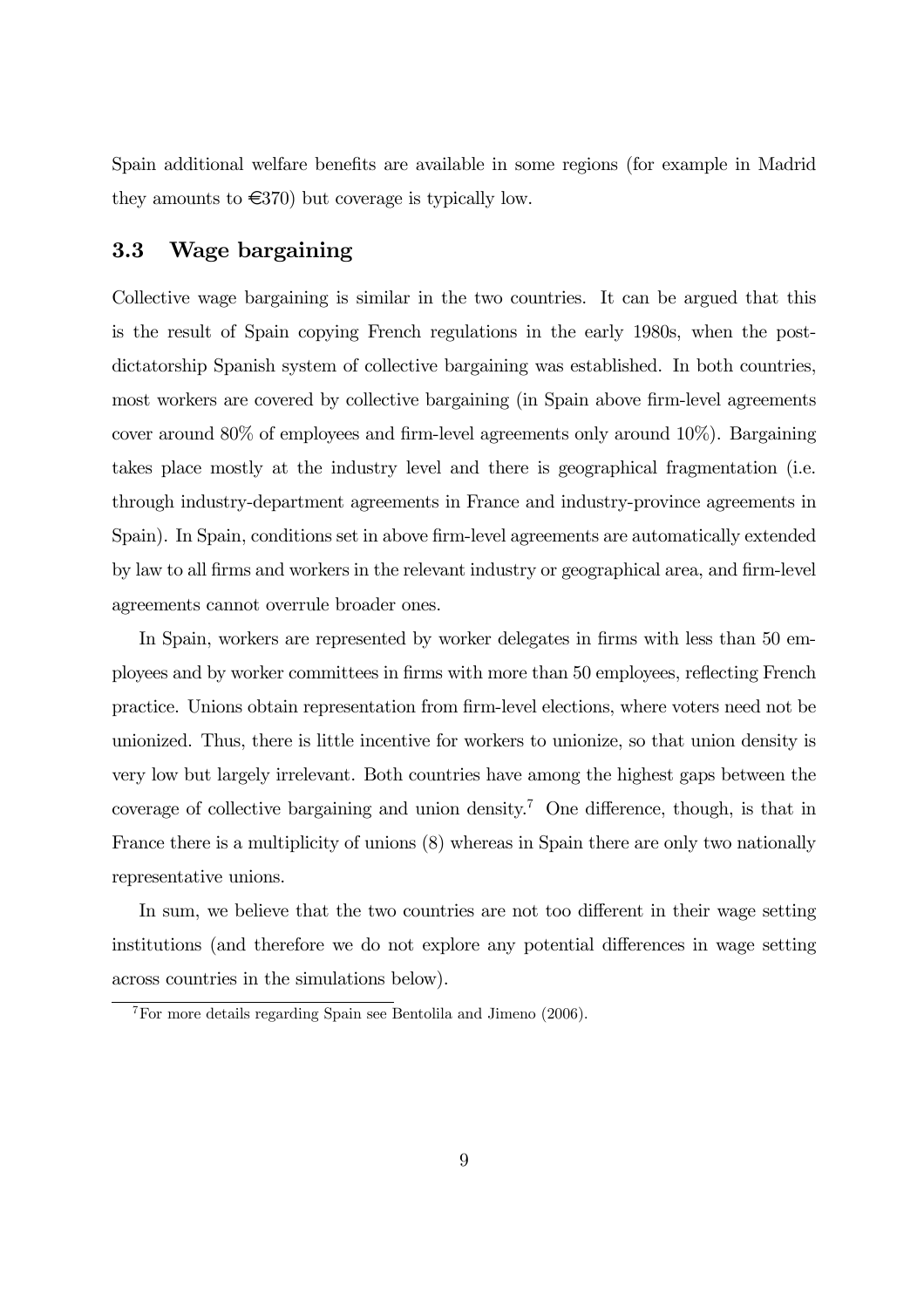Spain additional welfare benefits are available in some regions (for example in Madrid they amounts to €370) but coverage is typically low.

### 3.3 Wage bargaining

Collective wage bargaining is similar in the two countries. It can be argued that this is the result of Spain copying French regulations in the early 1980s, when the post-dictatorship Spanish system of collective bargaining was established. In both countries, most workers are covered by collective bargaining (in Spain above firm-level agreements cover around 80% of employees and firm-level agreements only around 10%). Bargaining takes place mostly at the industry level and there is geographical fragmentation (i.e. through industry-department agreements in France and industry-province agreements in Spain). In Spain, conditions set in above firm-level agreements are automatically extended by law to all firms and workers in the relevant industry or geographical area, and firm-level agreements cannot overrule broader ones.

In Spain, workers are represented by worker delegates in firms with less than 50 employees and by worker committees in firms with more than 50 employees, reflecting French practice. Unions obtain representation from firm-level elections, where voters need not be unionized. Thus, there is little incentive for workers to unionize, so that union density is very low but largely irrelevant. Both countries have among the highest gaps between the coverage of collective bargaining and union density.[7] One difference, though, is that in France there is a multiplicity of unions (8) whereas in Spain there are only two nationally representative unions.

In sum, we believe that the two countries are not too different in their wage setting institutions (and therefore we do not explore any potential differences in wage setting across countries in the simulations below).

[7] For more details regarding Spain see Bentolila and Jimeno (2006).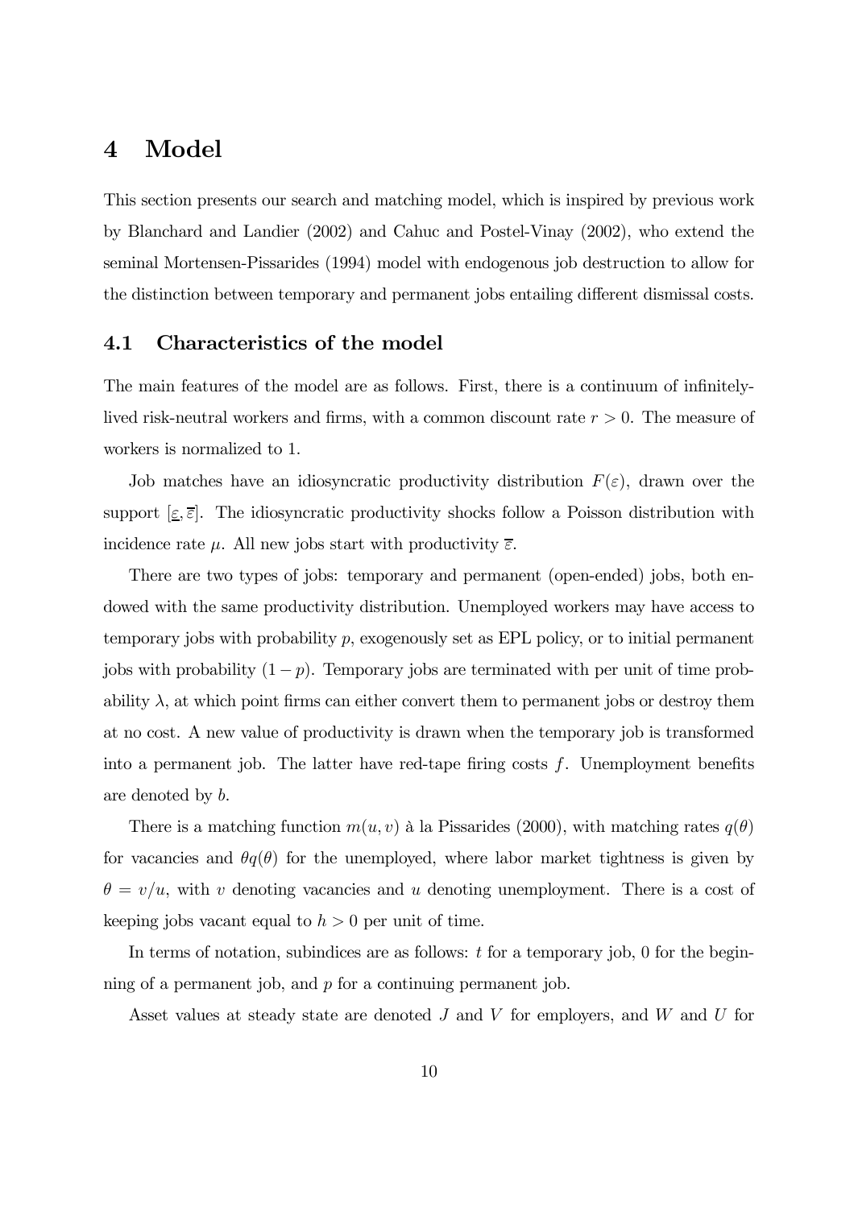# 4 Model

This section presents our search and matching model, which is inspired by previous work by Blanchard and Landier (2002) and Cahuc and Postel-Vinay (2002), who extend the seminal Mortensen-Pissarides (1994) model with endogenous job destruction to allow for the distinction between temporary and permanent jobs entailing different dismissal costs.

## 4.1 Characteristics of the model

The main features of the model are as follows. First, there is a continuum of infinitely-lived risk-neutral workers and firms, with a common discount rate $r > 0$. The measure of workers is normalized to 1.

Job matches have an idiosyncratic productivity distribution $F(\varepsilon)$, drawn over the support $[\underline{\varepsilon}, \overline{\varepsilon}]$. The idiosyncratic productivity shocks follow a Poisson distribution with incidence rate $\mu$. All new jobs start with productivity $\overline{\varepsilon}$.

There are two types of jobs: temporary and permanent (open-ended) jobs, both endowed with the same productivity distribution. Unemployed workers may have access to temporary jobs with probability $p$, exogenously set as EPL policy, or to initial permanent jobs with probability $(1-p)$. Temporary jobs are terminated with per unit of time probability $\lambda$, at which point firms can either convert them to permanent jobs or destroy them at no cost. A new value of productivity is drawn when the temporary job is transformed into a permanent job. The latter have red-tape firing costs $f$. Unemployment benefits are denoted by $b$.

There is a matching function $m(u, v)$ à la Pissarides (2000), with matching rates $q(\theta)$ for vacancies and $\theta q(\theta)$ for the unemployed, where labor market tightness is given by $\theta = v/u$, with $v$ denoting vacancies and $u$ denoting unemployment. There is a cost of keeping jobs vacant equal to $h > 0$ per unit of time.

In terms of notation, subindices are as follows: $t$ for a temporary job, 0 for the beginning of a permanent job, and $p$ for a continuing permanent job.

Asset values at steady state are denoted $J$ and $V$ for employers, and $W$ and $U$ for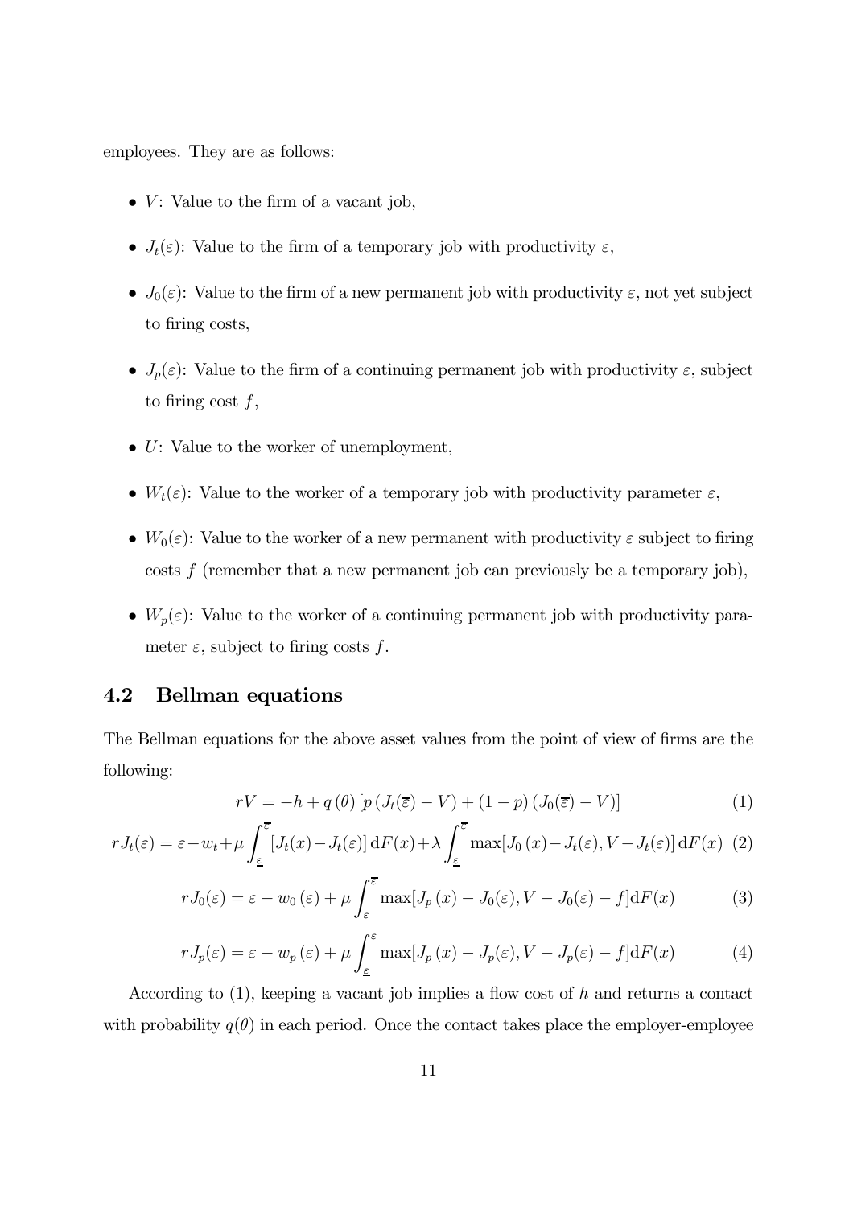employees. They are as follows:

- $V$: Value to the firm of a vacant job,
- $J_t(\varepsilon)$: Value to the firm of a temporary job with productivity $\varepsilon$,
- $J_0(\varepsilon)$: Value to the firm of a new permanent job with productivity $\varepsilon$, not yet subject to firing costs,
- $J_p(\varepsilon)$: Value to the firm of a continuing permanent job with productivity $\varepsilon$, subject to firing cost $f$,
- $U$: Value to the worker of unemployment,
- $W_t(\varepsilon)$: Value to the worker of a temporary job with productivity parameter $\varepsilon$,
- $W_0(\varepsilon)$: Value to the worker of a new permanent with productivity $\varepsilon$ subject to firing costs $f$ (remember that a new permanent job can previously be a temporary job),
- $W_p(\varepsilon)$: Value to the worker of a continuing permanent job with productivity parameter $\varepsilon$, subject to firing costs $f$.

## 4.2 Bellman equations

The Bellman equations for the above asset values from the point of view of firms are the following:

$$rV = -h + q(\theta)\left[p\left(J_t(\overline{\varepsilon}) - V\right) + (1-p)\left(J_0(\overline{\varepsilon}) - V\right)\right] \tag{1}$$

$$rJ_t(\varepsilon) = \varepsilon - w_t + \mu \int_{\underline{\varepsilon}}^{\overline{\varepsilon}} \left[J_t(x) - J_t(\varepsilon)\right] \mathrm{d}F(x) + \lambda \int_{\underline{\varepsilon}}^{\overline{\varepsilon}} \max\left[J_0(x) - J_t(\varepsilon), V - J_t(\varepsilon)\right] \mathrm{d}F(x) \tag{2}$$

$$rJ_0(\varepsilon) = \varepsilon - w_0(\varepsilon) + \mu \int_{\underline{\varepsilon}}^{\overline{\varepsilon}} \max[J_p(x) - J_0(\varepsilon), V - J_0(\varepsilon) - f] \mathrm{d}F(x) \tag{3}$$

$$rJ_p(\varepsilon) = \varepsilon - w_p(\varepsilon) + \mu \int_{\underline{\varepsilon}}^{\overline{\varepsilon}} \max[J_p(x) - J_p(\varepsilon), V - J_p(\varepsilon) - f] \mathrm{d}F(x) \tag{4}$$

According to (1), keeping a vacant job implies a flow cost of $h$ and returns a contact with probability $q(\theta)$ in each period. Once the contact takes place the employer-employee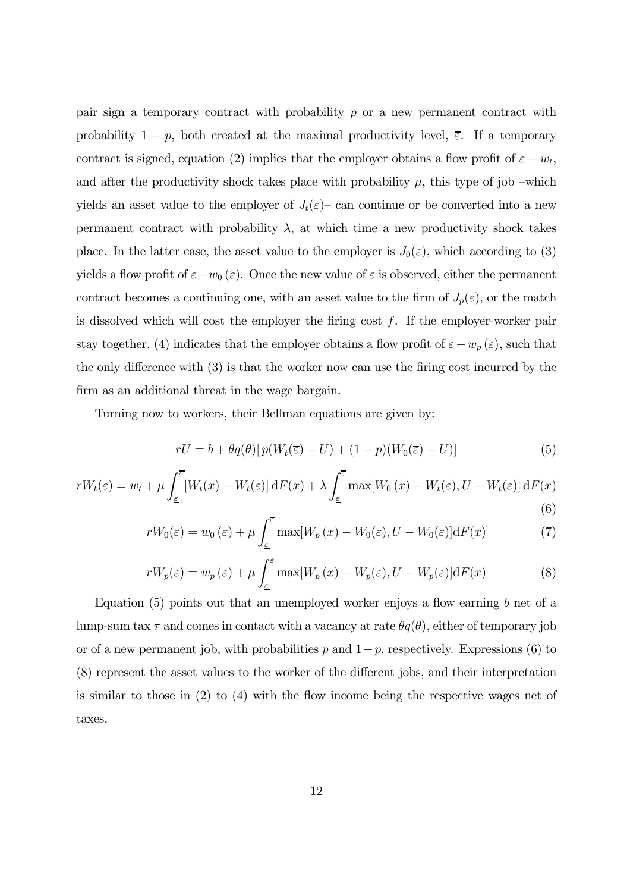pair sign a temporary contract with probability $p$ or a new permanent contract with probability $1-p$, both created at the maximal productivity level, $\overline{\varepsilon}$. If a temporary contract is signed, equation (2) implies that the employer obtains a flow profit of $\varepsilon - w_t$, and after the productivity shock takes place with probability $\mu$, this type of job –which yields an asset value to the employer of $J_t(\varepsilon)$– can continue or be converted into a new permanent contract with probability $\lambda$, at which time a new productivity shock takes place. In the latter case, the asset value to the employer is $J_0(\varepsilon)$, which according to (3) yields a flow profit of $\varepsilon - w_0(\varepsilon)$. Once the new value of $\varepsilon$ is observed, either the permanent contract becomes a continuing one, with an asset value to the firm of $J_p(\varepsilon)$, or the match is dissolved which will cost the employer the firing cost $f$. If the employer-worker pair stay together, (4) indicates that the employer obtains a flow profit of $\varepsilon - w_p(\varepsilon)$, such that the only difference with (3) is that the worker now can use the firing cost incurred by the firm as an additional threat in the wage bargain.

Turning now to workers, their Bellman equations are given by:

$$rU = b + \theta q(\theta)[\,p(W_t(\overline{\varepsilon}) - U) + (1-p)(W_0(\overline{\varepsilon}) - U)] \tag{5}$$

$$rW_t(\varepsilon) = w_t + \mu \int_{\underline{\varepsilon}}^{\overline{\varepsilon}} [W_t(x) - W_t(\varepsilon)]\,\mathrm{d}F(x) + \lambda \int_{\underline{\varepsilon}}^{\overline{\varepsilon}} \max[W_0(x) - W_t(\varepsilon), U - W_t(\varepsilon)]\,\mathrm{d}F(x) \tag{6}$$

$$rW_0(\varepsilon) = w_0(\varepsilon) + \mu \int_{\underline{\varepsilon}}^{\overline{\varepsilon}} \max[W_p(x) - W_0(\varepsilon), U - W_0(\varepsilon)]\mathrm{d}F(x) \tag{7}$$

$$rW_p(\varepsilon) = w_p(\varepsilon) + \mu \int_{\underline{\varepsilon}}^{\overline{\varepsilon}} \max[W_p(x) - W_p(\varepsilon), U - W_p(\varepsilon)]\mathrm{d}F(x) \tag{8}$$

Equation (5) points out that an unemployed worker enjoys a flow earning $b$ net of a lump-sum tax $\tau$ and comes in contact with a vacancy at rate $\theta q(\theta)$, either of temporary job or of a new permanent job, with probabilities $p$ and $1-p$, respectively. Expressions (6) to (8) represent the asset values to the worker of the different jobs, and their interpretation is similar to those in (2) to (4) with the flow income being the respective wages net of taxes.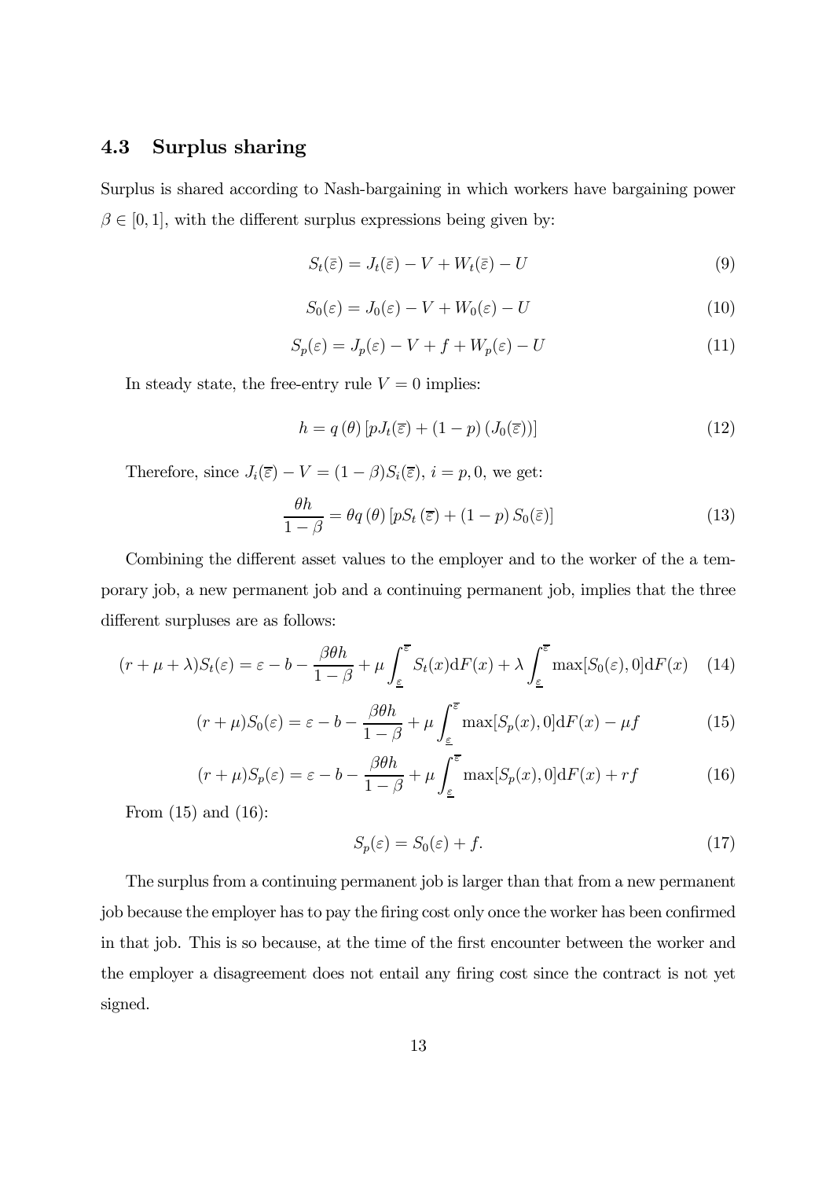### 4.3 Surplus sharing

Surplus is shared according to Nash-bargaining in which workers have bargaining power $\beta \in [0, 1]$, with the different surplus expressions being given by:

$$S_t(\bar{\varepsilon}) = J_t(\bar{\varepsilon}) - V + W_t(\bar{\varepsilon}) - U \tag{9}$$

$$S_0(\varepsilon) = J_0(\varepsilon) - V + W_0(\varepsilon) - U \tag{10}$$

$$S_p(\varepsilon) = J_p(\varepsilon) - V + f + W_p(\varepsilon) - U \tag{11}$$

In steady state, the free-entry rule $V = 0$ implies:

$$h = q(\theta) \left[ pJ_t(\overline{\varepsilon}) + (1 - p)(J_0(\overline{\varepsilon})) \right] \tag{12}$$

Therefore, since $J_i(\overline{\varepsilon}) - V = (1 - \beta) S_i(\overline{\varepsilon})$, $i = p, 0$, we get:

$$\frac{\theta h}{1 - \beta} = \theta q(\theta) \left[ pS_t(\overline{\varepsilon}) + (1 - p) S_0(\bar{\varepsilon}) \right] \tag{13}$$

Combining the different asset values to the employer and to the worker of the a temporary job, a new permanent job and a continuing permanent job, implies that the three different surpluses are as follows:

$$(r + \mu + \lambda) S_t(\varepsilon) = \varepsilon - b - \frac{\beta \theta h}{1 - \beta} + \mu \int_{\underline{\varepsilon}}^{\overline{\varepsilon}} S_t(x) \mathrm{d}F(x) + \lambda \int_{\underline{\varepsilon}}^{\overline{\varepsilon}} \max[S_0(\varepsilon), 0] \mathrm{d}F(x) \tag{14}$$

$$(r + \mu) S_0(\varepsilon) = \varepsilon - b - \frac{\beta \theta h}{1 - \beta} + \mu \int_{\underline{\varepsilon}}^{\overline{\varepsilon}} \max[S_p(x), 0] \mathrm{d}F(x) - \mu f \tag{15}$$

$$(r + \mu) S_p(\varepsilon) = \varepsilon - b - \frac{\beta \theta h}{1 - \beta} + \mu \int_{\underline{\varepsilon}}^{\overline{\varepsilon}} \max[S_p(x), 0] \mathrm{d}F(x) + rf \tag{16}$$

From (15) and (16):

$$S_p(\varepsilon) = S_0(\varepsilon) + f. \tag{17}$$

The surplus from a continuing permanent job is larger than that from a new permanent job because the employer has to pay the firing cost only once the worker has been confirmed in that job. This is so because, at the time of the first encounter between the worker and the employer a disagreement does not entail any firing cost since the contract is not yet signed.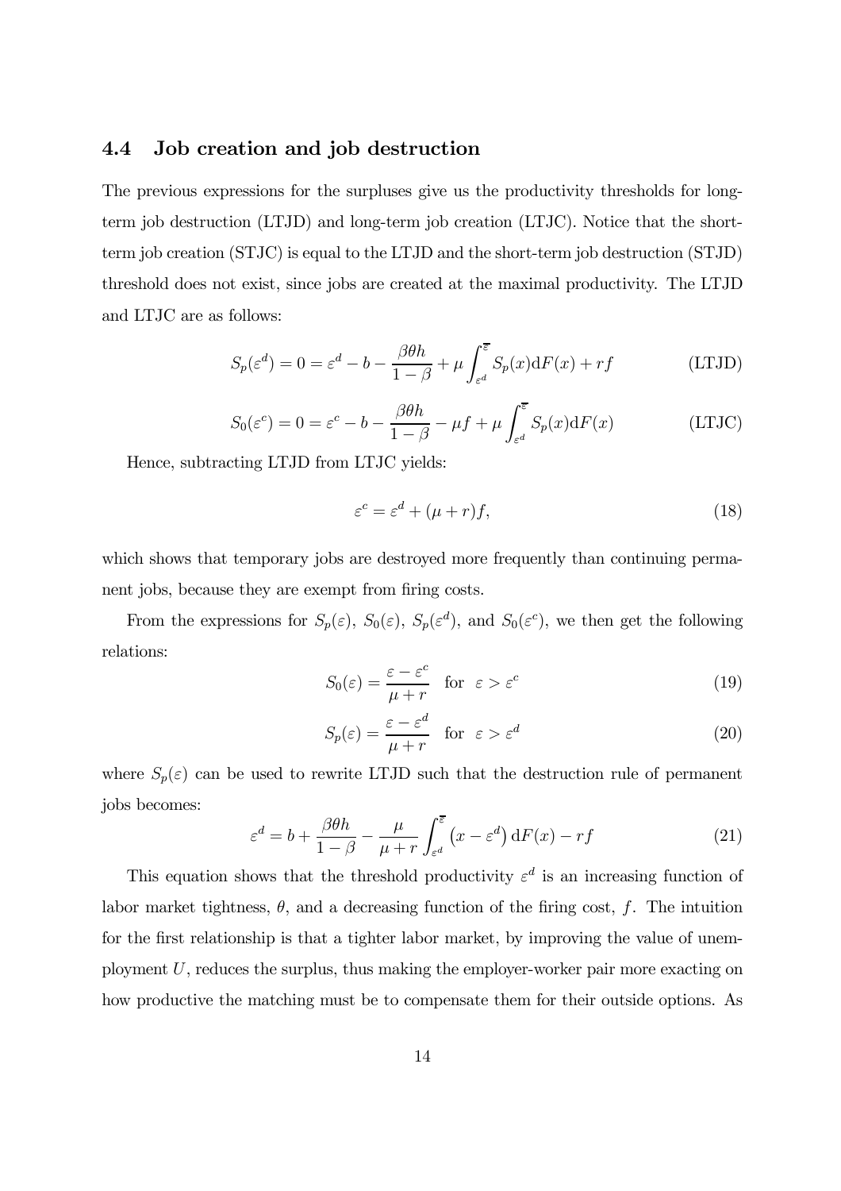### 4.4 Job creation and job destruction

The previous expressions for the surpluses give us the productivity thresholds for long-term job destruction (LTJD) and long-term job creation (LTJC). Notice that the short-term job creation (STJC) is equal to the LTJD and the short-term job destruction (STJD) threshold does not exist, since jobs are created at the maximal productivity. The LTJD and LTJC are as follows:

$$S_p(\varepsilon^d) = 0 = \varepsilon^d - b - \frac{\beta\theta h}{1-\beta} + \mu \int_{\varepsilon^d}^{\overline{\varepsilon}} S_p(x)\mathrm{d}F(x) + rf \tag{LTJD}$$

$$S_0(\varepsilon^c) = 0 = \varepsilon^c - b - \frac{\beta\theta h}{1-\beta} - \mu f + \mu \int_{\varepsilon^d}^{\overline{\varepsilon}} S_p(x)\mathrm{d}F(x) \tag{LTJC}$$

Hence, subtracting LTJD from LTJC yields:

$$\varepsilon^c = \varepsilon^d + (\mu + r)f, \tag{18}$$

which shows that temporary jobs are destroyed more frequently than continuing permanent jobs, because they are exempt from firing costs.

From the expressions for $S_p(\varepsilon)$, $S_0(\varepsilon)$, $S_p(\varepsilon^d)$, and $S_0(\varepsilon^c)$, we then get the following relations:

$$S_0(\varepsilon) = \frac{\varepsilon - \varepsilon^c}{\mu + r} \quad \text{for} \quad \varepsilon > \varepsilon^c \tag{19}$$

$$S_p(\varepsilon) = \frac{\varepsilon - \varepsilon^d}{\mu + r} \quad \text{for} \quad \varepsilon > \varepsilon^d \tag{20}$$

where $S_p(\varepsilon)$ can be used to rewrite LTJD such that the destruction rule of permanent jobs becomes:

$$\varepsilon^d = b + \frac{\beta\theta h}{1-\beta} - \frac{\mu}{\mu + r} \int_{\varepsilon^d}^{\overline{\varepsilon}} \left(x - \varepsilon^d\right) \mathrm{d}F(x) - rf \tag{21}$$

This equation shows that the threshold productivity $\varepsilon^d$ is an increasing function of labor market tightness, $\theta$, and a decreasing function of the firing cost, $f$. The intuition for the first relationship is that a tighter labor market, by improving the value of unemployment $U$, reduces the surplus, thus making the employer-worker pair more exacting on how productive the matching must be to compensate them for their outside options. As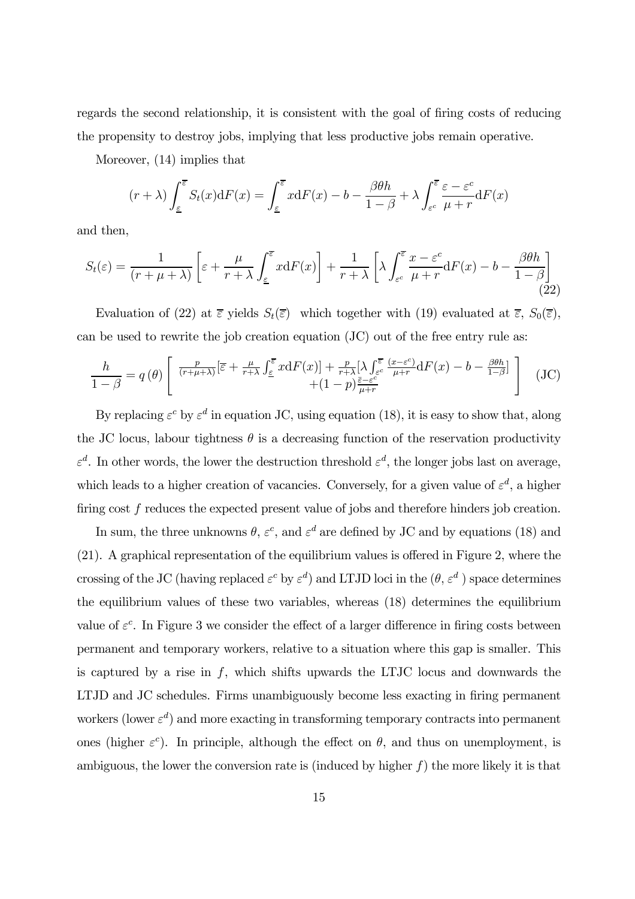regards the second relationship, it is consistent with the goal of firing costs of reducing the propensity to destroy jobs, implying that less productive jobs remain operative.

Moreover, (14) implies that

$$(r+\lambda)\int_{\underline{\varepsilon}}^{\overline{\varepsilon}} S_t(x)\mathrm{d}F(x) = \int_{\underline{\varepsilon}}^{\overline{\varepsilon}} x\mathrm{d}F(x) - b - \frac{\beta\theta h}{1-\beta} + \lambda\int_{\varepsilon^c}^{\overline{\varepsilon}} \frac{\varepsilon-\varepsilon^c}{\mu+r}\mathrm{d}F(x)$$

and then,

$$S_t(\varepsilon) = \frac{1}{(r+\mu+\lambda)}\left[\varepsilon + \frac{\mu}{r+\lambda}\int_{\underline{\varepsilon}}^{\overline{\varepsilon}} x\mathrm{d}F(x)\right] + \frac{1}{r+\lambda}\left[\lambda\int_{\varepsilon^c}^{\overline{\varepsilon}} \frac{x-\varepsilon^c}{\mu+r}\mathrm{d}F(x) - b - \frac{\beta\theta h}{1-\beta}\right] \tag{22}$$

Evaluation of (22) at $\overline{\varepsilon}$ yields $S_t(\overline{\varepsilon})$ which together with (19) evaluated at $\overline{\varepsilon}$, $S_0(\overline{\varepsilon})$, can be used to rewrite the job creation equation (JC) out of the free entry rule as:

$$\frac{h}{1-\beta} = q(\theta)\left[\begin{array}{c} \frac{p}{(r+\mu+\lambda)}[\overline{\varepsilon} + \frac{\mu}{r+\lambda}\int_{\underline{\varepsilon}}^{\overline{\varepsilon}} x\mathrm{d}F(x)] + \frac{p}{r+\lambda}[\lambda\int_{\varepsilon^c}^{\overline{\varepsilon}} \frac{(x-\varepsilon^c)}{\mu+r}\mathrm{d}F(x) - b - \frac{\beta\theta h}{1-\beta}] \\ +(1-p)\frac{\overline{\varepsilon}-\varepsilon^c}{\mu+r} \end{array}\right] \quad \text{(JC)}$$

By replacing $\varepsilon^c$ by $\varepsilon^d$ in equation JC, using equation (18), it is easy to show that, along the JC locus, labour tightness $\theta$ is a decreasing function of the reservation productivity $\varepsilon^d$. In other words, the lower the destruction threshold $\varepsilon^d$, the longer jobs last on average, which leads to a higher creation of vacancies. Conversely, for a given value of $\varepsilon^d$, a higher firing cost $f$ reduces the expected present value of jobs and therefore hinders job creation.

In sum, the three unknowns $\theta$, $\varepsilon^c$, and $\varepsilon^d$ are defined by JC and by equations (18) and (21). A graphical representation of the equilibrium values is offered in Figure 2, where the crossing of the JC (having replaced $\varepsilon^c$ by $\varepsilon^d$) and LTJD loci in the ($\theta$, $\varepsilon^d$ ) space determines the equilibrium values of these two variables, whereas (18) determines the equilibrium value of $\varepsilon^c$. In Figure 3 we consider the effect of a larger difference in firing costs between permanent and temporary workers, relative to a situation where this gap is smaller. This is captured by a rise in $f$, which shifts upwards the LTJC locus and downwards the LTJD and JC schedules. Firms unambiguously become less exacting in firing permanent workers (lower $\varepsilon^d$) and more exacting in transforming temporary contracts into permanent ones (higher $\varepsilon^c$). In principle, although the effect on $\theta$, and thus on unemployment, is ambiguous, the lower the conversion rate is (induced by higher $f$) the more likely it is that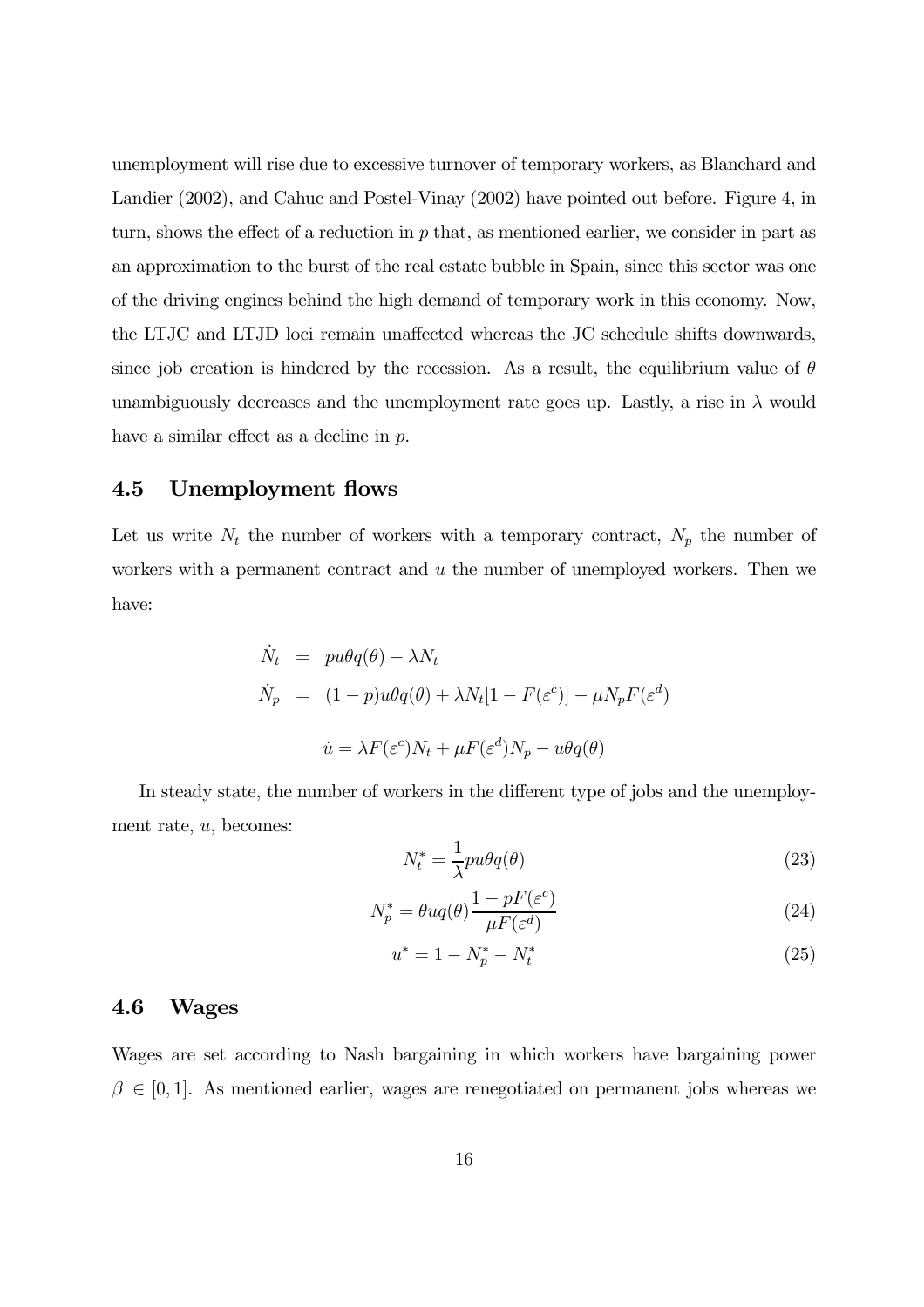unemployment will rise due to excessive turnover of temporary workers, as Blanchard and Landier (2002), and Cahuc and Postel-Vinay (2002) have pointed out before. Figure 4, in turn, shows the effect of a reduction in $p$ that, as mentioned earlier, we consider in part as an approximation to the burst of the real estate bubble in Spain, since this sector was one of the driving engines behind the high demand of temporary work in this economy. Now, the LTJC and LTJD loci remain unaffected whereas the JC schedule shifts downwards, since job creation is hindered by the recession. As a result, the equilibrium value of $\theta$ unambiguously decreases and the unemployment rate goes up. Lastly, a rise in $\lambda$ would have a similar effect as a decline in $p$.

## 4.5 Unemployment flows

Let us write $N_t$ the number of workers with a temporary contract, $N_p$ the number of workers with a permanent contract and $u$ the number of unemployed workers. Then we have:

$$
\begin{aligned}
\dot{N}_t &= pu\theta q(\theta) - \lambda N_t \\
\dot{N}_p &= (1-p)u\theta q(\theta) + \lambda N_t[1 - F(\varepsilon^c)] - \mu N_p F(\varepsilon^d)
\end{aligned}
$$

$$
\dot{u} = \lambda F(\varepsilon^c) N_t + \mu F(\varepsilon^d) N_p - u\theta q(\theta)
$$

In steady state, the number of workers in the different type of jobs and the unemployment rate, $u$, becomes:

$$
N_t^* = \frac{1}{\lambda} pu\theta q(\theta) \tag{23}
$$

$$
N_p^* = \theta u q(\theta) \frac{1 - pF(\varepsilon^c)}{\mu F(\varepsilon^d)} \tag{24}
$$

$$
u^* = 1 - N_p^* - N_t^* \tag{25}
$$

## 4.6 Wages

Wages are set according to Nash bargaining in which workers have bargaining power $\beta \in [0, 1]$. As mentioned earlier, wages are renegotiated on permanent jobs whereas we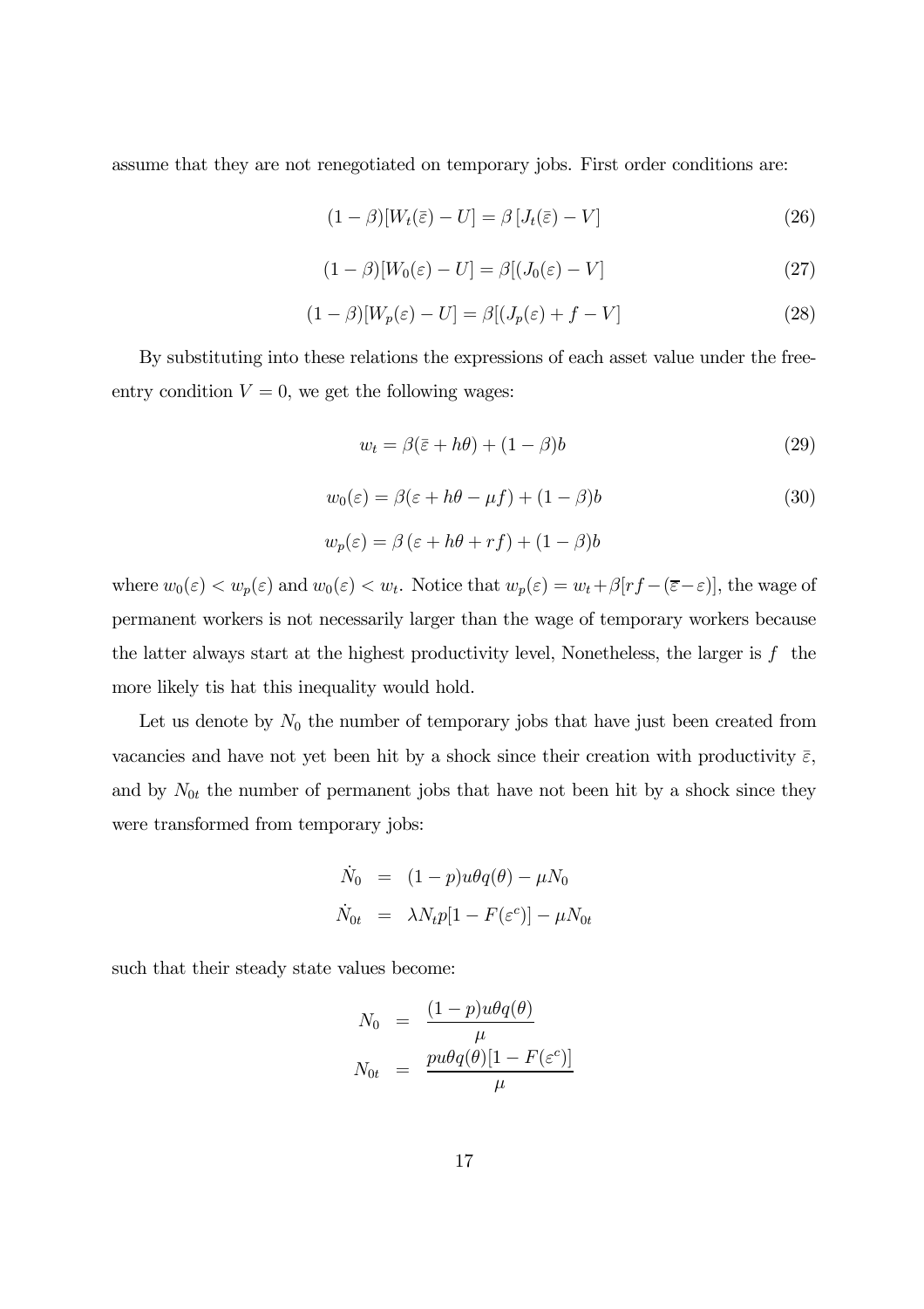assume that they are not renegotiated on temporary jobs. First order conditions are:

$$(1-\beta)[W_t(\bar{\varepsilon}) - U] = \beta \left[J_t(\bar{\varepsilon}) - V\right] \tag{26}$$

$$(1-\beta)[W_0(\varepsilon) - U] = \beta[(J_0(\varepsilon) - V] \tag{27}$$

$$(1-\beta)[W_p(\varepsilon) - U] = \beta[(J_p(\varepsilon) + f - V] \tag{28}$$

By substituting into these relations the expressions of each asset value under the free-entry condition $V = 0$, we get the following wages:

$$w_t = \beta(\bar{\varepsilon} + h\theta) + (1-\beta)b \tag{29}$$

$$w_0(\varepsilon) = \beta(\varepsilon + h\theta - \mu f) + (1-\beta)b \tag{30}$$

$$w_p(\varepsilon) = \beta\left(\varepsilon + h\theta + rf\right) + (1-\beta)b$$

where $w_0(\varepsilon) < w_p(\varepsilon)$ and $w_0(\varepsilon) < w_t$. Notice that $w_p(\varepsilon) = w_t + \beta[rf - (\overline{\varepsilon} - \varepsilon)]$, the wage of permanent workers is not necessarily larger than the wage of temporary workers because the latter always start at the highest productivity level, Nonetheless, the larger is $f$ the more likely tis hat this inequality would hold.

Let us denote by $N_0$ the number of temporary jobs that have just been created from vacancies and have not yet been hit by a shock since their creation with productivity $\bar{\varepsilon}$, and by $N_{0t}$ the number of permanent jobs that have not been hit by a shock since they were transformed from temporary jobs:

$$\begin{aligned}
\dot{N}_0 &= (1-p)u\theta q(\theta) - \mu N_0 \\
\dot{N}_{0t} &= \lambda N_t p[1 - F(\varepsilon^c)] - \mu N_{0t}
\end{aligned}$$

such that their steady state values become:

$$\begin{aligned}
N_0 &= \frac{(1-p)u\theta q(\theta)}{\mu} \\
N_{0t} &= \frac{pu\theta q(\theta)[1 - F(\varepsilon^c)]}{\mu}
\end{aligned}$$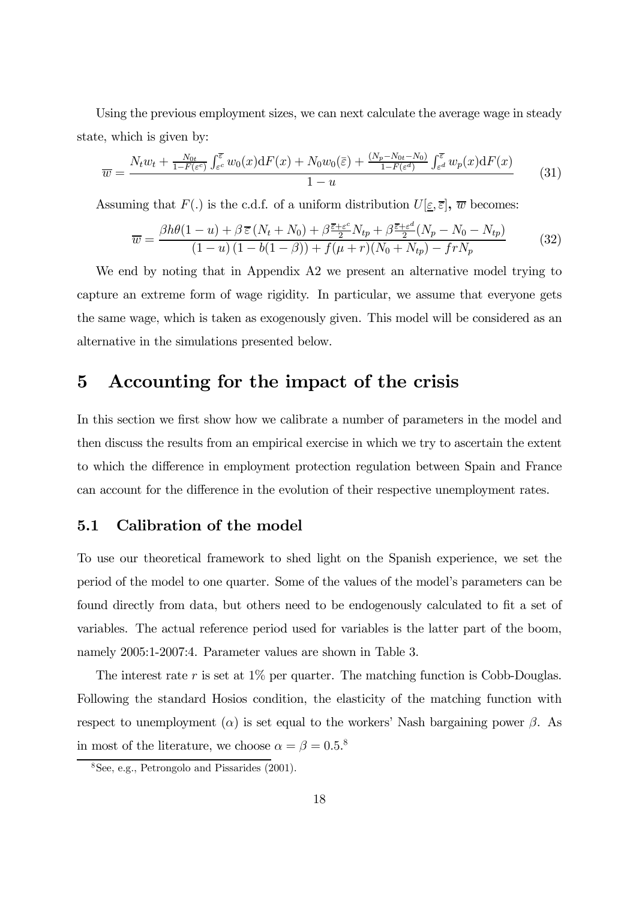Using the previous employment sizes, we can next calculate the average wage in steady state, which is given by:

$$\overline{w} = \frac{N_t w_t + \frac{N_{0t}}{1-F(\varepsilon^c)} \int_{\varepsilon^c}^{\overline{\varepsilon}} w_0(x) \mathrm{d}F(x) + N_0 w_0(\bar{\varepsilon}) + \frac{(N_p - N_{0t} - N_0)}{1-F(\varepsilon^d)} \int_{\varepsilon^d}^{\overline{\varepsilon}} w_p(x) \mathrm{d}F(x)}{1-u} \tag{31}$$

Assuming that $F(.)$ is the c.d.f. of a uniform distribution $U[\underline{\varepsilon}, \overline{\varepsilon}]$, $\overline{w}$ becomes:

$$\overline{w} = \frac{\beta h \theta (1-u) + \beta \, \overline{\varepsilon} \, (N_t + N_0) + \beta \frac{\overline{\varepsilon} + \varepsilon^c}{2} N_{tp} + \beta \frac{\overline{\varepsilon} + \varepsilon^d}{2} (N_p - N_0 - N_{tp})}{(1-u)\,(1 - b(1-\beta)) + f(\mu + r)(N_0 + N_{tp}) - f r N_p} \tag{32}$$

We end by noting that in Appendix A2 we present an alternative model trying to capture an extreme form of wage rigidity. In particular, we assume that everyone gets the same wage, which is taken as exogenously given. This model will be considered as an alternative in the simulations presented below.

# 5 Accounting for the impact of the crisis

In this section we first show how we calibrate a number of parameters in the model and then discuss the results from an empirical exercise in which we try to ascertain the extent to which the difference in employment protection regulation between Spain and France can account for the difference in the evolution of their respective unemployment rates.

## 5.1 Calibration of the model

To use our theoretical framework to shed light on the Spanish experience, we set the period of the model to one quarter. Some of the values of the model's parameters can be found directly from data, but others need to be endogenously calculated to fit a set of variables. The actual reference period used for variables is the latter part of the boom, namely 2005:1-2007:4. Parameter values are shown in Table 3.

The interest rate $r$ is set at 1% per quarter. The matching function is Cobb-Douglas. Following the standard Hosios condition, the elasticity of the matching function with respect to unemployment ($\alpha$) is set equal to the workers' Nash bargaining power $\beta$. As in most of the literature, we choose $\alpha = \beta = 0.5$.[8]

[8] See, e.g., Petrongolo and Pissarides (2001).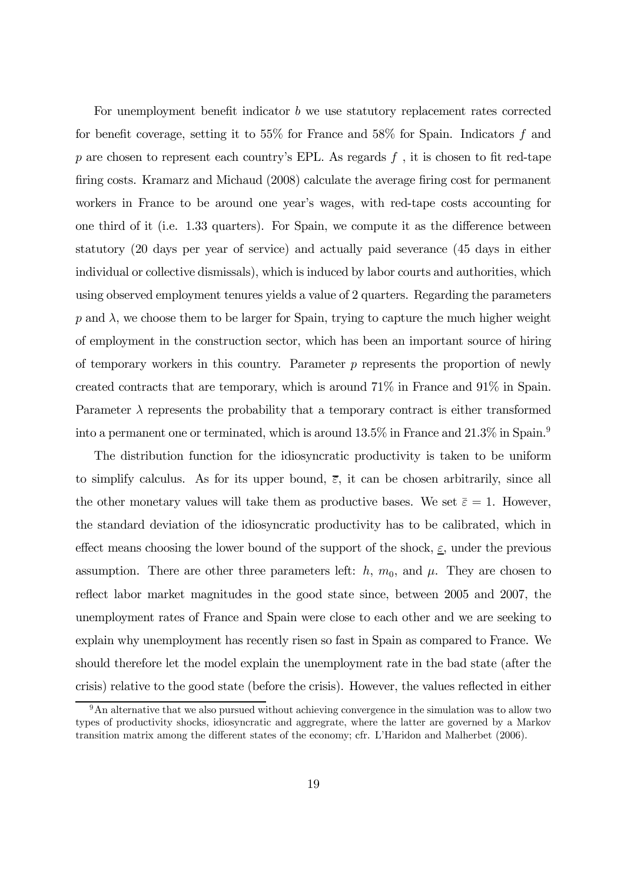For unemployment benefit indicator $b$ we use statutory replacement rates corrected for benefit coverage, setting it to 55% for France and 58% for Spain. Indicators $f$ and $p$ are chosen to represent each country's EPL. As regards $f$ , it is chosen to fit red-tape firing costs. Kramarz and Michaud (2008) calculate the average firing cost for permanent workers in France to be around one year's wages, with red-tape costs accounting for one third of it (i.e. 1.33 quarters). For Spain, we compute it as the difference between statutory (20 days per year of service) and actually paid severance (45 days in either individual or collective dismissals), which is induced by labor courts and authorities, which using observed employment tenures yields a value of 2 quarters. Regarding the parameters $p$ and $\lambda$, we choose them to be larger for Spain, trying to capture the much higher weight of employment in the construction sector, which has been an important source of hiring of temporary workers in this country. Parameter $p$ represents the proportion of newly created contracts that are temporary, which is around 71% in France and 91% in Spain. Parameter $\lambda$ represents the probability that a temporary contract is either transformed into a permanent one or terminated, which is around 13.5% in France and 21.3% in Spain.[9]

The distribution function for the idiosyncratic productivity is taken to be uniform to simplify calculus. As for its upper bound, $\overline{\varepsilon}$, it can be chosen arbitrarily, since all the other monetary values will take them as productive bases. We set $\bar{\varepsilon} = 1$. However, the standard deviation of the idiosyncratic productivity has to be calibrated, which in effect means choosing the lower bound of the support of the shock, $\underline{\varepsilon}$, under the previous assumption. There are other three parameters left: $h$, $m_0$, and $\mu$. They are chosen to reflect labor market magnitudes in the good state since, between 2005 and 2007, the unemployment rates of France and Spain were close to each other and we are seeking to explain why unemployment has recently risen so fast in Spain as compared to France. We should therefore let the model explain the unemployment rate in the bad state (after the crisis) relative to the good state (before the crisis). However, the values reflected in either

[9] An alternative that we also pursued without achieving convergence in the simulation was to allow two types of productivity shocks, idiosyncratic and aggregrate, where the latter are governed by a Markov transition matrix among the different states of the economy; cfr. L'Haridon and Malherbet (2006).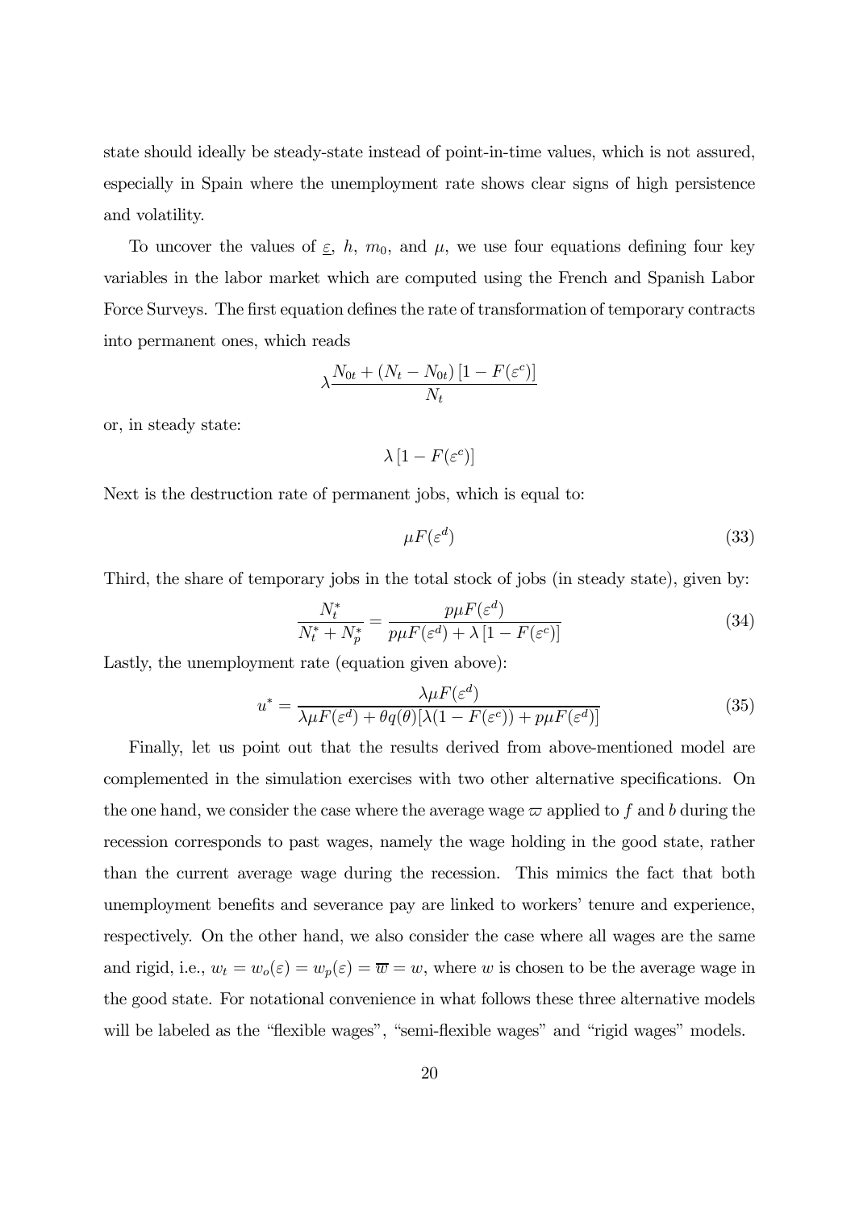state should ideally be steady-state instead of point-in-time values, which is not assured, especially in Spain where the unemployment rate shows clear signs of high persistence and volatility.

To uncover the values of $\underline{\varepsilon}$, $h$, $m_0$, and $\mu$, we use four equations defining four key variables in the labor market which are computed using the French and Spanish Labor Force Surveys. The first equation defines the rate of transformation of temporary contracts into permanent ones, which reads

$$\lambda \frac{N_{0t} + (N_t - N_{0t})\left[1 - F(\varepsilon^c)\right]}{N_t}$$

or, in steady state:

$$\lambda \left[1 - F(\varepsilon^c)\right]$$

Next is the destruction rate of permanent jobs, which is equal to:

$$\mu F(\varepsilon^d) \tag{33}$$

Third, the share of temporary jobs in the total stock of jobs (in steady state), given by:

$$\frac{N_t^*}{N_t^* + N_p^*} = \frac{p\mu F(\varepsilon^d)}{p\mu F(\varepsilon^d) + \lambda\left[1 - F(\varepsilon^c)\right]} \tag{34}$$

Lastly, the unemployment rate (equation given above):

$$u^* = \frac{\lambda \mu F(\varepsilon^d)}{\lambda \mu F(\varepsilon^d) + \theta q(\theta)[\lambda(1 - F(\varepsilon^c)) + p\mu F(\varepsilon^d)]} \tag{35}$$

Finally, let us point out that the results derived from above-mentioned model are complemented in the simulation exercises with two other alternative specifications. On the one hand, we consider the case where the average wage $\varpi$ applied to $f$ and $b$ during the recession corresponds to past wages, namely the wage holding in the good state, rather than the current average wage during the recession. This mimics the fact that both unemployment benefits and severance pay are linked to workers' tenure and experience, respectively. On the other hand, we also consider the case where all wages are the same and rigid, i.e., $w_t = w_o(\varepsilon) = w_p(\varepsilon) = \overline{w} = w$, where $w$ is chosen to be the average wage in the good state. For notational convenience in what follows these three alternative models will be labeled as the "flexible wages", "semi-flexible wages" and "rigid wages" models.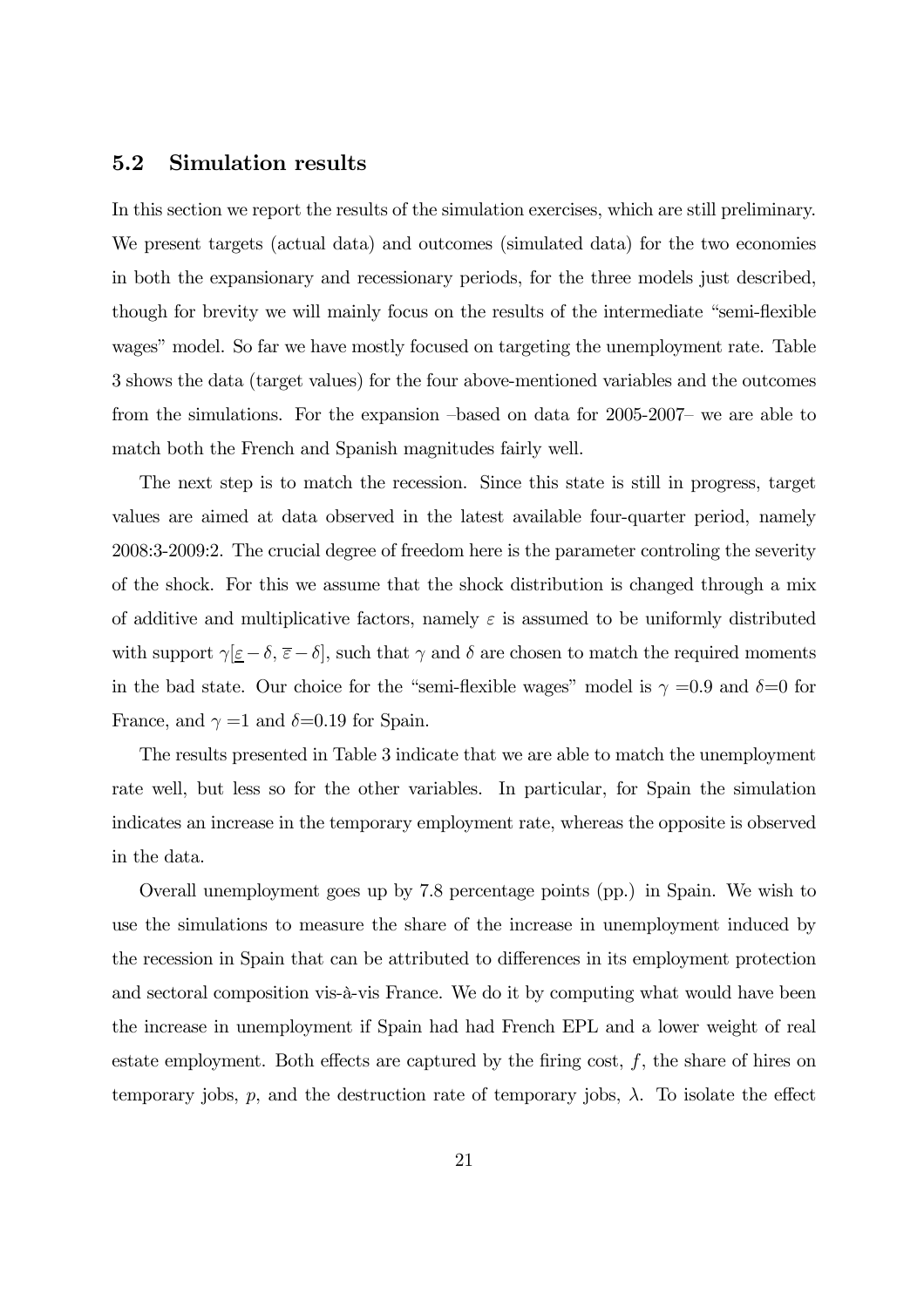## 5.2 Simulation results

In this section we report the results of the simulation exercises, which are still preliminary. We present targets (actual data) and outcomes (simulated data) for the two economies in both the expansionary and recessionary periods, for the three models just described, though for brevity we will mainly focus on the results of the intermediate "semi-flexible wages" model. So far we have mostly focused on targeting the unemployment rate. Table 3 shows the data (target values) for the four above-mentioned variables and the outcomes from the simulations. For the expansion –based on data for 2005-2007– we are able to match both the French and Spanish magnitudes fairly well.

The next step is to match the recession. Since this state is still in progress, target values are aimed at data observed in the latest available four-quarter period, namely 2008:3-2009:2. The crucial degree of freedom here is the parameter controling the severity of the shock. For this we assume that the shock distribution is changed through a mix of additive and multiplicative factors, namely $\varepsilon$ is assumed to be uniformly distributed with support $\gamma[\underline{\varepsilon} - \delta, \overline{\varepsilon} - \delta]$, such that $\gamma$ and $\delta$ are chosen to match the required moments in the bad state. Our choice for the "semi-flexible wages" model is $\gamma$ =0.9 and $\delta$=0 for France, and $\gamma$ =1 and $\delta$=0.19 for Spain.

The results presented in Table 3 indicate that we are able to match the unemployment rate well, but less so for the other variables. In particular, for Spain the simulation indicates an increase in the temporary employment rate, whereas the opposite is observed in the data.

Overall unemployment goes up by 7.8 percentage points (pp.) in Spain. We wish to use the simulations to measure the share of the increase in unemployment induced by the recession in Spain that can be attributed to differences in its employment protection and sectoral composition vis-à-vis France. We do it by computing what would have been the increase in unemployment if Spain had had French EPL and a lower weight of real estate employment. Both effects are captured by the firing cost, $f$, the share of hires on temporary jobs, $p$, and the destruction rate of temporary jobs, $\lambda$. To isolate the effect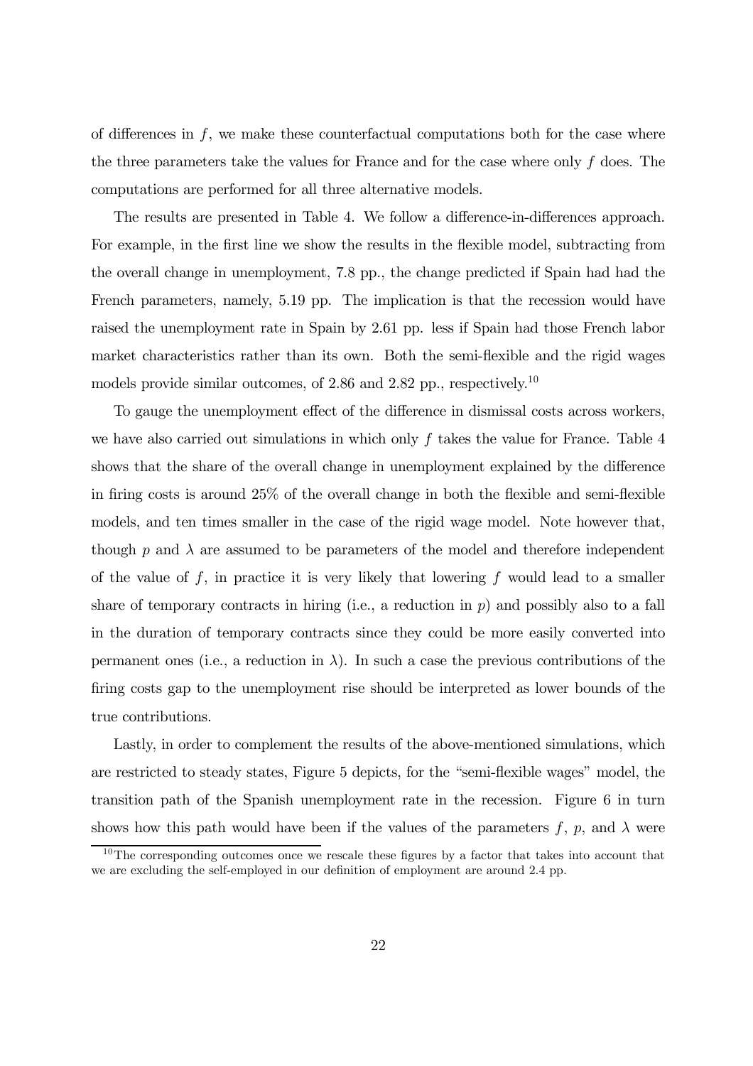of differences in $f$, we make these counterfactual computations both for the case where the three parameters take the values for France and for the case where only $f$ does. The computations are performed for all three alternative models.

The results are presented in Table 4. We follow a difference-in-differences approach. For example, in the first line we show the results in the flexible model, subtracting from the overall change in unemployment, 7.8 pp., the change predicted if Spain had had the French parameters, namely, 5.19 pp. The implication is that the recession would have raised the unemployment rate in Spain by 2.61 pp. less if Spain had those French labor market characteristics rather than its own. Both the semi-flexible and the rigid wages models provide similar outcomes, of 2.86 and 2.82 pp., respectively.[10]

To gauge the unemployment effect of the difference in dismissal costs across workers, we have also carried out simulations in which only $f$ takes the value for France. Table 4 shows that the share of the overall change in unemployment explained by the difference in firing costs is around 25% of the overall change in both the flexible and semi-flexible models, and ten times smaller in the case of the rigid wage model. Note however that, though $p$ and $\lambda$ are assumed to be parameters of the model and therefore independent of the value of $f$, in practice it is very likely that lowering $f$ would lead to a smaller share of temporary contracts in hiring (i.e., a reduction in $p$) and possibly also to a fall in the duration of temporary contracts since they could be more easily converted into permanent ones (i.e., a reduction in $\lambda$). In such a case the previous contributions of the firing costs gap to the unemployment rise should be interpreted as lower bounds of the true contributions.

Lastly, in order to complement the results of the above-mentioned simulations, which are restricted to steady states, Figure 5 depicts, for the "semi-flexible wages" model, the transition path of the Spanish unemployment rate in the recession. Figure 6 in turn shows how this path would have been if the values of the parameters $f$, $p$, and $\lambda$ were

[10] The corresponding outcomes once we rescale these figures by a factor that takes into account that we are excluding the self-employed in our definition of employment are around 2.4 pp.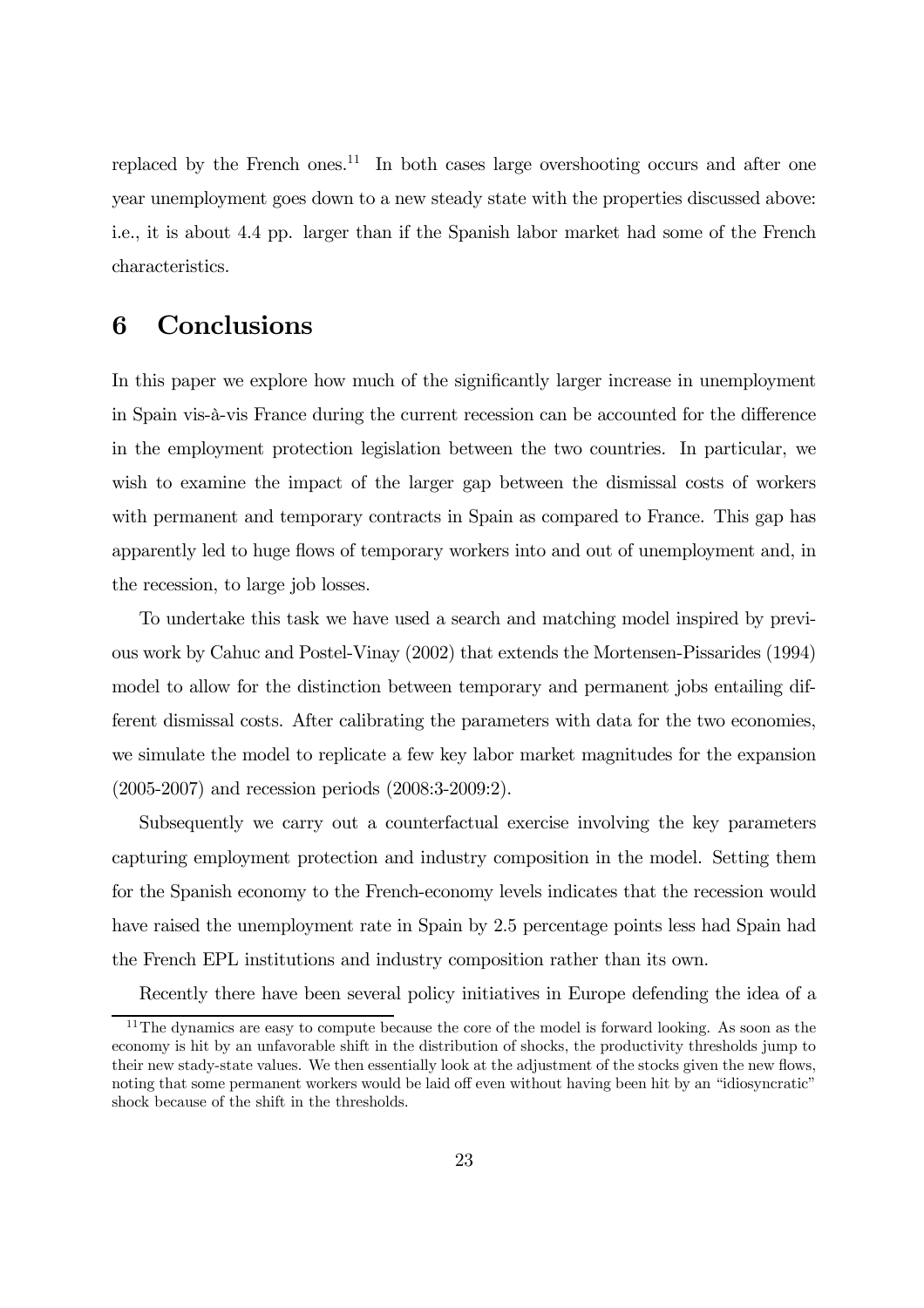replaced by the French ones.[11] In both cases large overshooting occurs and after one year unemployment goes down to a new steady state with the properties discussed above: i.e., it is about 4.4 pp. larger than if the Spanish labor market had some of the French characteristics.

# 6 Conclusions

In this paper we explore how much of the significantly larger increase in unemployment in Spain vis-à-vis France during the current recession can be accounted for the difference in the employment protection legislation between the two countries. In particular, we wish to examine the impact of the larger gap between the dismissal costs of workers with permanent and temporary contracts in Spain as compared to France. This gap has apparently led to huge flows of temporary workers into and out of unemployment and, in the recession, to large job losses.

To undertake this task we have used a search and matching model inspired by previous work by Cahuc and Postel-Vinay (2002) that extends the Mortensen-Pissarides (1994) model to allow for the distinction between temporary and permanent jobs entailing different dismissal costs. After calibrating the parameters with data for the two economies, we simulate the model to replicate a few key labor market magnitudes for the expansion (2005-2007) and recession periods (2008:3-2009:2).

Subsequently we carry out a counterfactual exercise involving the key parameters capturing employment protection and industry composition in the model. Setting them for the Spanish economy to the French-economy levels indicates that the recession would have raised the unemployment rate in Spain by 2.5 percentage points less had Spain had the French EPL institutions and industry composition rather than its own.

Recently there have been several policy initiatives in Europe defending the idea of a

[11] The dynamics are easy to compute because the core of the model is forward looking. As soon as the economy is hit by an unfavorable shift in the distribution of shocks, the productivity thresholds jump to their new stady-state values. We then essentially look at the adjustment of the stocks given the new flows, noting that some permanent workers would be laid off even without having been hit by an "idiosyncratic" shock because of the shift in the thresholds.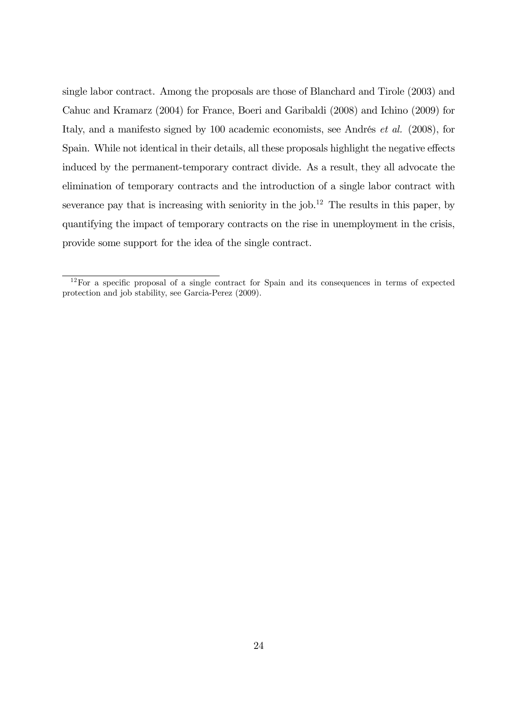single labor contract. Among the proposals are those of Blanchard and Tirole (2003) and Cahuc and Kramarz (2004) for France, Boeri and Garibaldi (2008) and Ichino (2009) for Italy, and a manifesto signed by 100 academic economists, see Andrés *et al.* (2008), for Spain. While not identical in their details, all these proposals highlight the negative effects induced by the permanent-temporary contract divide. As a result, they all advocate the elimination of temporary contracts and the introduction of a single labor contract with severance pay that is increasing with seniority in the job.[12] The results in this paper, by quantifying the impact of temporary contracts on the rise in unemployment in the crisis, provide some support for the idea of the single contract.

[12] For a specific proposal of a single contract for Spain and its consequences in terms of expected protection and job stability, see Garcia-Perez (2009).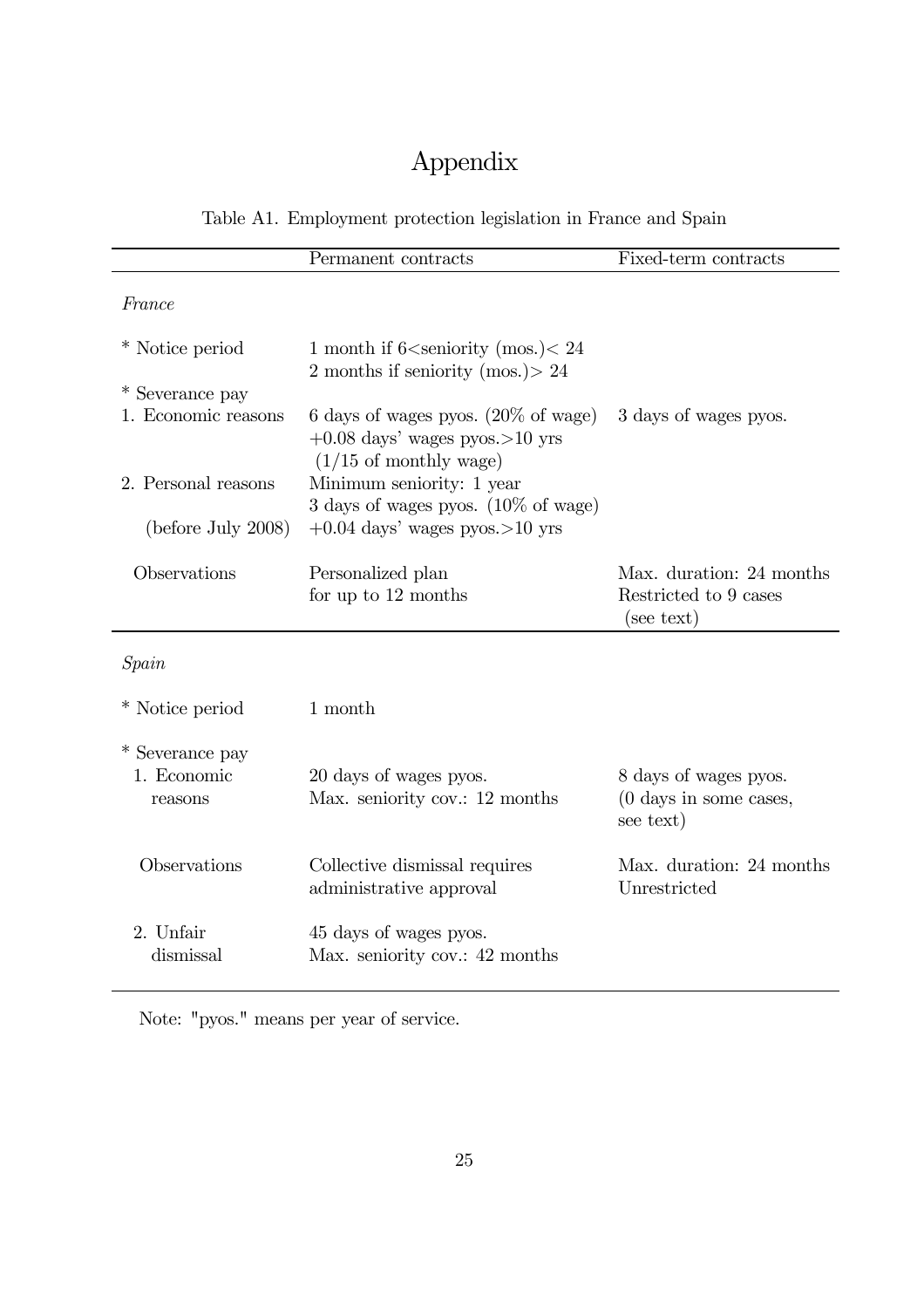# Appendix

Table A1. Employment protection legislation in France and Spain

| | Permanent contracts | Fixed-term contracts |
|---|---|---|
| *France* | | |
| * Notice period | 1 month if 6<seniority (mos.)< 24<br>2 months if seniority (mos.)> 24 | |
| * Severance pay | | |
| 1. Economic reasons | 6 days of wages pyos. (20% of wage)<br>+0.08 days' wages pyos.>10 yrs<br>(1/15 of monthly wage) | 3 days of wages pyos. |
| 2. Personal reasons<br>(before July 2008) | Minimum seniority: 1 year<br>3 days of wages pyos. (10% of wage)<br>+0.04 days' wages pyos.>10 yrs | |
| Observations | Personalized plan<br>for up to 12 months | Max. duration: 24 months<br>Restricted to 9 cases<br>(see text) |
| *Spain* | | |
| * Notice period | 1 month | |
| * Severance pay | | |
| 1. Economic reasons | 20 days of wages pyos.<br>Max. seniority cov.: 12 months | 8 days of wages pyos.<br>(0 days in some cases, see text) |
| Observations | Collective dismissal requires administrative approval | Max. duration: 24 months<br>Unrestricted |
| 2. Unfair dismissal | 45 days of wages pyos.<br>Max. seniority cov.: 42 months | |

Note: "pyos." means per year of service.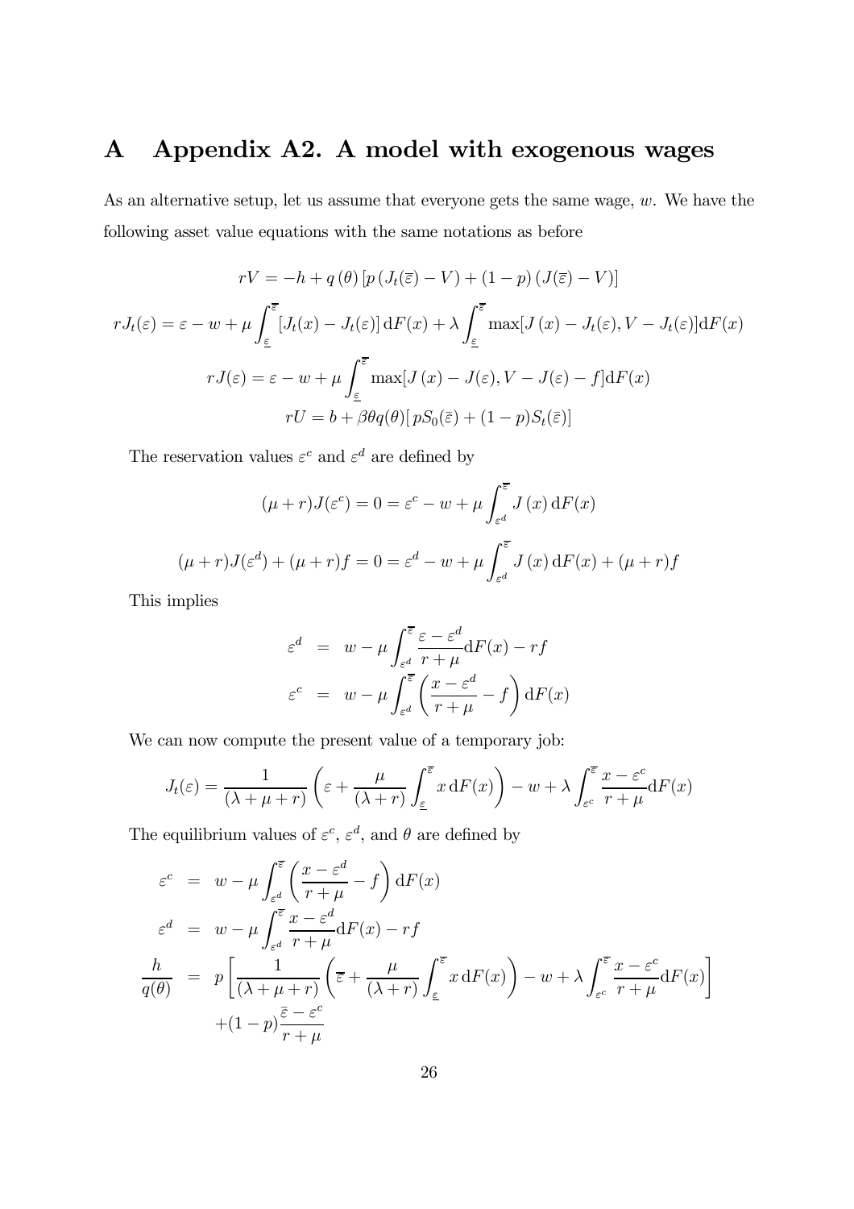# A Appendix A2. A model with exogenous wages

As an alternative setup, let us assume that everyone gets the same wage, $w$. We have the following asset value equations with the same notations as before

$$rV = -h + q(\theta)\left[p\left(J_t(\overline{\varepsilon}) - V\right) + (1-p)\left(J(\overline{\varepsilon}) - V\right)\right]$$

$$rJ_t(\varepsilon) = \varepsilon - w + \mu \int_{\underline{\varepsilon}}^{\overline{\varepsilon}} [J_t(x) - J_t(\varepsilon)]\,\mathrm{d}F(x) + \lambda \int_{\underline{\varepsilon}}^{\overline{\varepsilon}} \max[J(x) - J_t(\varepsilon), V - J_t(\varepsilon)]\mathrm{d}F(x)$$

$$rJ(\varepsilon) = \varepsilon - w + \mu \int_{\underline{\varepsilon}}^{\overline{\varepsilon}} \max[J(x) - J(\varepsilon), V - J(\varepsilon) - f]\mathrm{d}F(x)$$

$$rU = b + \beta\theta q(\theta)[\,pS_0(\bar{\varepsilon}) + (1-p)S_t(\bar{\varepsilon})]$$

The reservation values $\varepsilon^c$ and $\varepsilon^d$ are defined by

$$(\mu + r)J(\varepsilon^c) = 0 = \varepsilon^c - w + \mu \int_{\varepsilon^d}^{\overline{\varepsilon}} J(x)\,\mathrm{d}F(x)$$

$$(\mu + r)J(\varepsilon^d) + (\mu + r)f = 0 = \varepsilon^d - w + \mu \int_{\varepsilon^d}^{\overline{\varepsilon}} J(x)\,\mathrm{d}F(x) + (\mu + r)f$$

This implies

$$\begin{aligned}
\varepsilon^d &= w - \mu \int_{\varepsilon^d}^{\overline{\varepsilon}} \frac{\varepsilon - \varepsilon^d}{r + \mu}\mathrm{d}F(x) - rf \\
\varepsilon^c &= w - \mu \int_{\varepsilon^d}^{\overline{\varepsilon}} \left(\frac{x - \varepsilon^d}{r + \mu} - f\right)\mathrm{d}F(x)
\end{aligned}$$

We can now compute the present value of a temporary job:

$$J_t(\varepsilon) = \frac{1}{(\lambda + \mu + r)}\left(\varepsilon + \frac{\mu}{(\lambda + r)}\int_{\underline{\varepsilon}}^{\overline{\varepsilon}} x\,\mathrm{d}F(x)\right) - w + \lambda \int_{\varepsilon^c}^{\overline{\varepsilon}} \frac{x - \varepsilon^c}{r + \mu}\mathrm{d}F(x)$$

The equilibrium values of $\varepsilon^c$, $\varepsilon^d$, and $\theta$ are defined by

$$\begin{aligned}
\varepsilon^c &= w - \mu \int_{\varepsilon^d}^{\overline{\varepsilon}} \left(\frac{x - \varepsilon^d}{r + \mu} - f\right)\mathrm{d}F(x) \\
\varepsilon^d &= w - \mu \int_{\varepsilon^d}^{\overline{\varepsilon}} \frac{x - \varepsilon^d}{r + \mu}\mathrm{d}F(x) - rf \\
\frac{h}{q(\theta)} &= p\left[\frac{1}{(\lambda + \mu + r)}\left(\overline{\varepsilon} + \frac{\mu}{(\lambda + r)}\int_{\underline{\varepsilon}}^{\overline{\varepsilon}} x\,\mathrm{d}F(x)\right) - w + \lambda \int_{\varepsilon^c}^{\overline{\varepsilon}} \frac{x - \varepsilon^c}{r + \mu}\mathrm{d}F(x)\right] \\
&\quad + (1-p)\frac{\bar{\varepsilon} - \varepsilon^c}{r + \mu}
\end{aligned}$$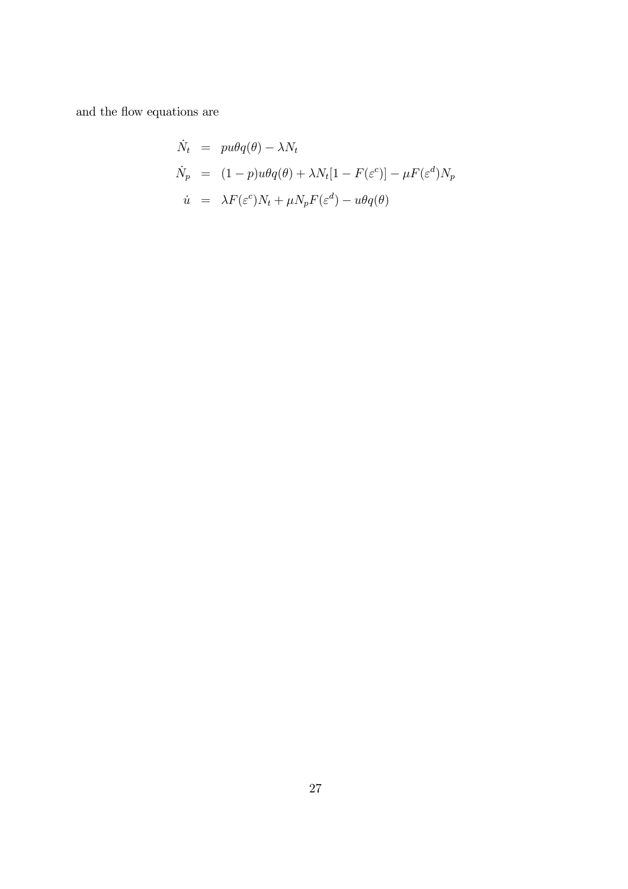and the flow equations are

$$
\begin{aligned}
\dot{N}_t &= pu\theta q(\theta) - \lambda N_t \\
\dot{N}_p &= (1-p)u\theta q(\theta) + \lambda N_t[1 - F(\varepsilon^c)] - \mu F(\varepsilon^d)N_p \\
\dot{u} &= \lambda F(\varepsilon^c)N_t + \mu N_p F(\varepsilon^d) - u\theta q(\theta)
\end{aligned}
$$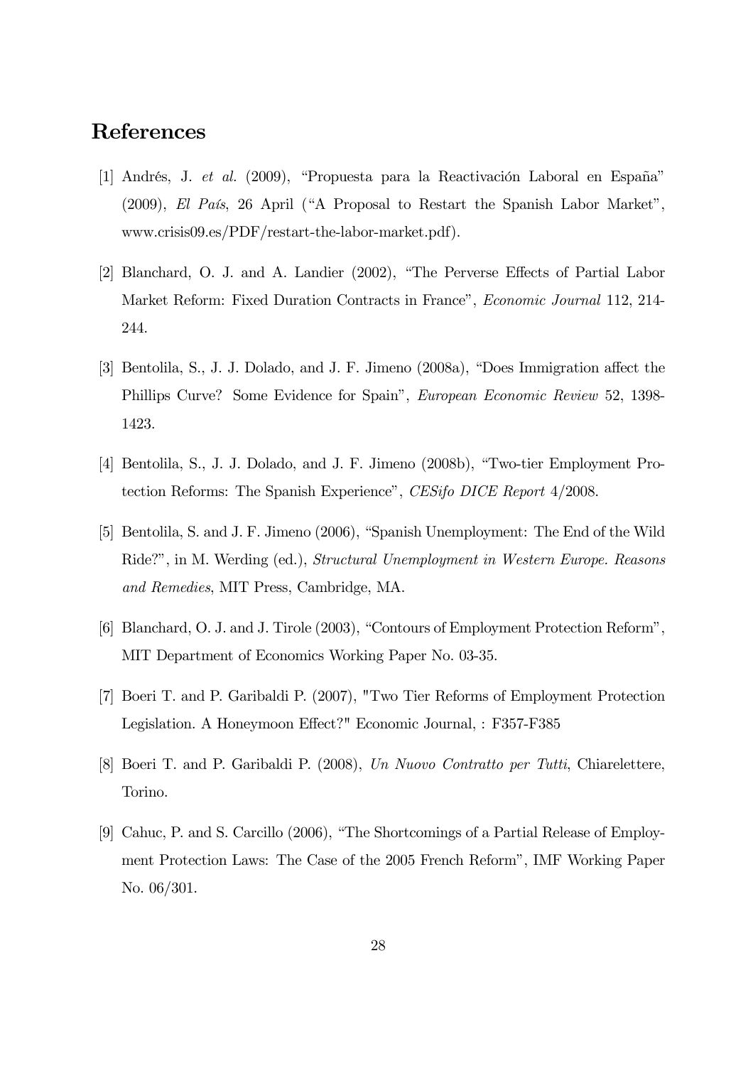# References

[1] Andrés, J. *et al.* (2009), "Propuesta para la Reactivación Laboral en España" (2009), *El País*, 26 April ("A Proposal to Restart the Spanish Labor Market", www.crisis09.es/PDF/restart-the-labor-market.pdf).

[2] Blanchard, O. J. and A. Landier (2002), "The Perverse Effects of Partial Labor Market Reform: Fixed Duration Contracts in France", *Economic Journal* 112, 214-244.

[3] Bentolila, S., J. J. Dolado, and J. F. Jimeno (2008a), "Does Immigration affect the Phillips Curve? Some Evidence for Spain", *European Economic Review* 52, 1398-1423.

[4] Bentolila, S., J. J. Dolado, and J. F. Jimeno (2008b), "Two-tier Employment Protection Reforms: The Spanish Experience", *CESifo DICE Report* 4/2008.

[5] Bentolila, S. and J. F. Jimeno (2006), "Spanish Unemployment: The End of the Wild Ride?", in M. Werding (ed.), *Structural Unemployment in Western Europe. Reasons and Remedies*, MIT Press, Cambridge, MA.

[6] Blanchard, O. J. and J. Tirole (2003), "Contours of Employment Protection Reform", MIT Department of Economics Working Paper No. 03-35.

[7] Boeri T. and P. Garibaldi P. (2007), "Two Tier Reforms of Employment Protection Legislation. A Honeymoon Effect?" Economic Journal, : F357-F385

[8] Boeri T. and P. Garibaldi P. (2008), *Un Nuovo Contratto per Tutti*, Chiarelettere, Torino.

[9] Cahuc, P. and S. Carcillo (2006), "The Shortcomings of a Partial Release of Employment Protection Laws: The Case of the 2005 French Reform", IMF Working Paper No. 06/301.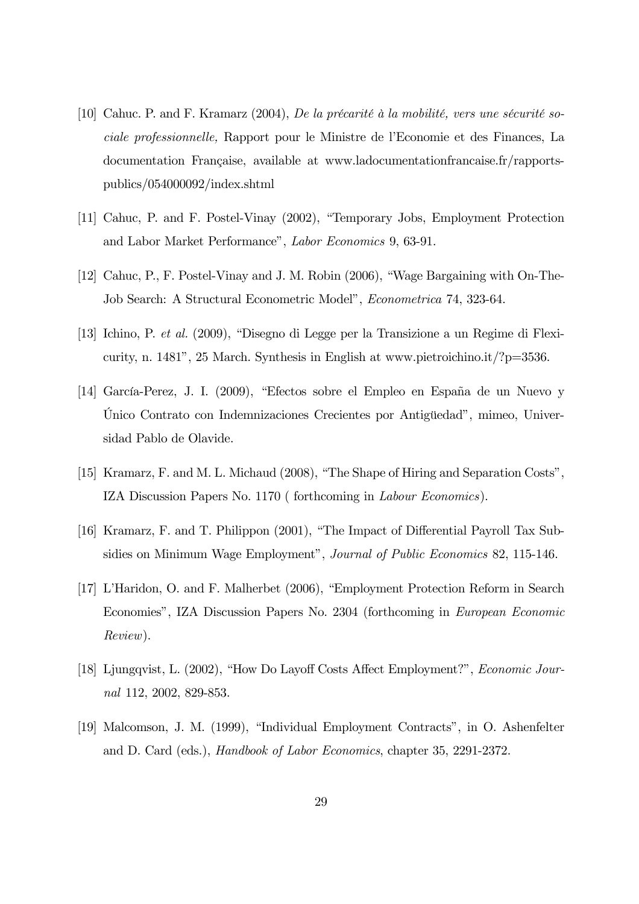[10] Cahuc. P. and F. Kramarz (2004), *De la précarité à la mobilité, vers une sécurité sociale professionnelle,* Rapport pour le Ministre de l'Economie et des Finances, La documentation Française, available at www.ladocumentationfrancaise.fr/rapports-publics/054000092/index.shtml

[11] Cahuc, P. and F. Postel-Vinay (2002), "Temporary Jobs, Employment Protection and Labor Market Performance", *Labor Economics* 9, 63-91.

[12] Cahuc, P., F. Postel-Vinay and J. M. Robin (2006), "Wage Bargaining with On-The-Job Search: A Structural Econometric Model", *Econometrica* 74, 323-64.

[13] Ichino, P. *et al.* (2009), "Disegno di Legge per la Transizione a un Regime di Flexicurity, n. 1481", 25 March. Synthesis in English at www.pietroichino.it/?p=3536.

[14] García-Perez, J. I. (2009), "Efectos sobre el Empleo en España de un Nuevo y Único Contrato con Indemnizaciones Crecientes por Antigüedad", mimeo, Universidad Pablo de Olavide.

[15] Kramarz, F. and M. L. Michaud (2008), "The Shape of Hiring and Separation Costs", IZA Discussion Papers No. 1170 ( forthcoming in *Labour Economics*).

[16] Kramarz, F. and T. Philippon (2001), "The Impact of Differential Payroll Tax Subsidies on Minimum Wage Employment", *Journal of Public Economics* 82, 115-146.

[17] L'Haridon, O. and F. Malherbet (2006), "Employment Protection Reform in Search Economies", IZA Discussion Papers No. 2304 (forthcoming in *European Economic Review*).

[18] Ljungqvist, L. (2002), "How Do Layoff Costs Affect Employment?", *Economic Journal* 112, 2002, 829-853.

[19] Malcomson, J. M. (1999), "Individual Employment Contracts", in O. Ashenfelter and D. Card (eds.), *Handbook of Labor Economics*, chapter 35, 2291-2372.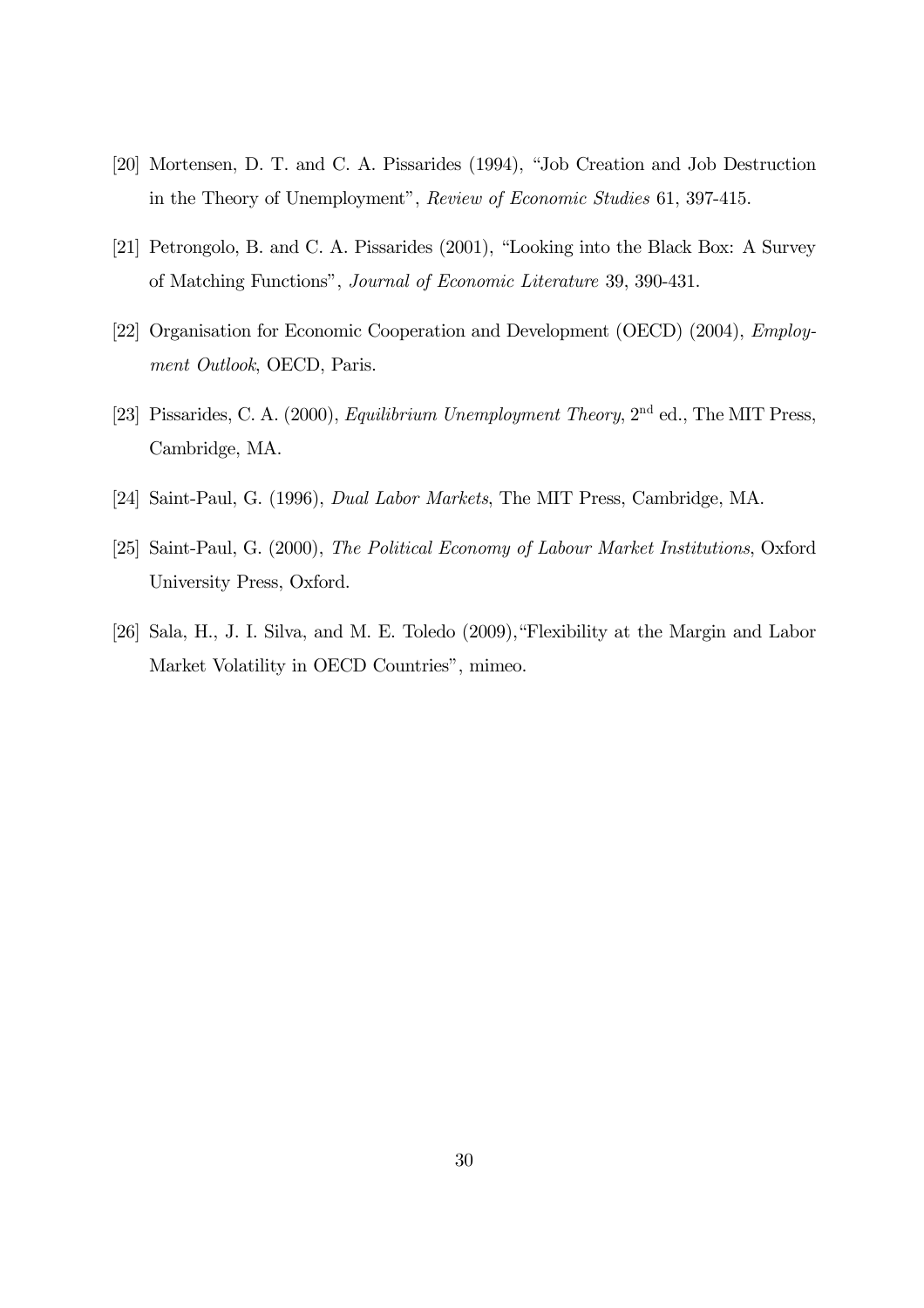[20] Mortensen, D. T. and C. A. Pissarides (1994), "Job Creation and Job Destruction in the Theory of Unemployment", *Review of Economic Studies* 61, 397-415.

[21] Petrongolo, B. and C. A. Pissarides (2001), "Looking into the Black Box: A Survey of Matching Functions", *Journal of Economic Literature* 39, 390-431.

[22] Organisation for Economic Cooperation and Development (OECD) (2004), *Employment Outlook*, OECD, Paris.

[23] Pissarides, C. A. (2000), *Equilibrium Unemployment Theory*, 2nd ed., The MIT Press, Cambridge, MA.

[24] Saint-Paul, G. (1996), *Dual Labor Markets*, The MIT Press, Cambridge, MA.

[25] Saint-Paul, G. (2000), *The Political Economy of Labour Market Institutions*, Oxford University Press, Oxford.

[26] Sala, H., J. I. Silva, and M. E. Toledo (2009),"Flexibility at the Margin and Labor Market Volatility in OECD Countries", mimeo.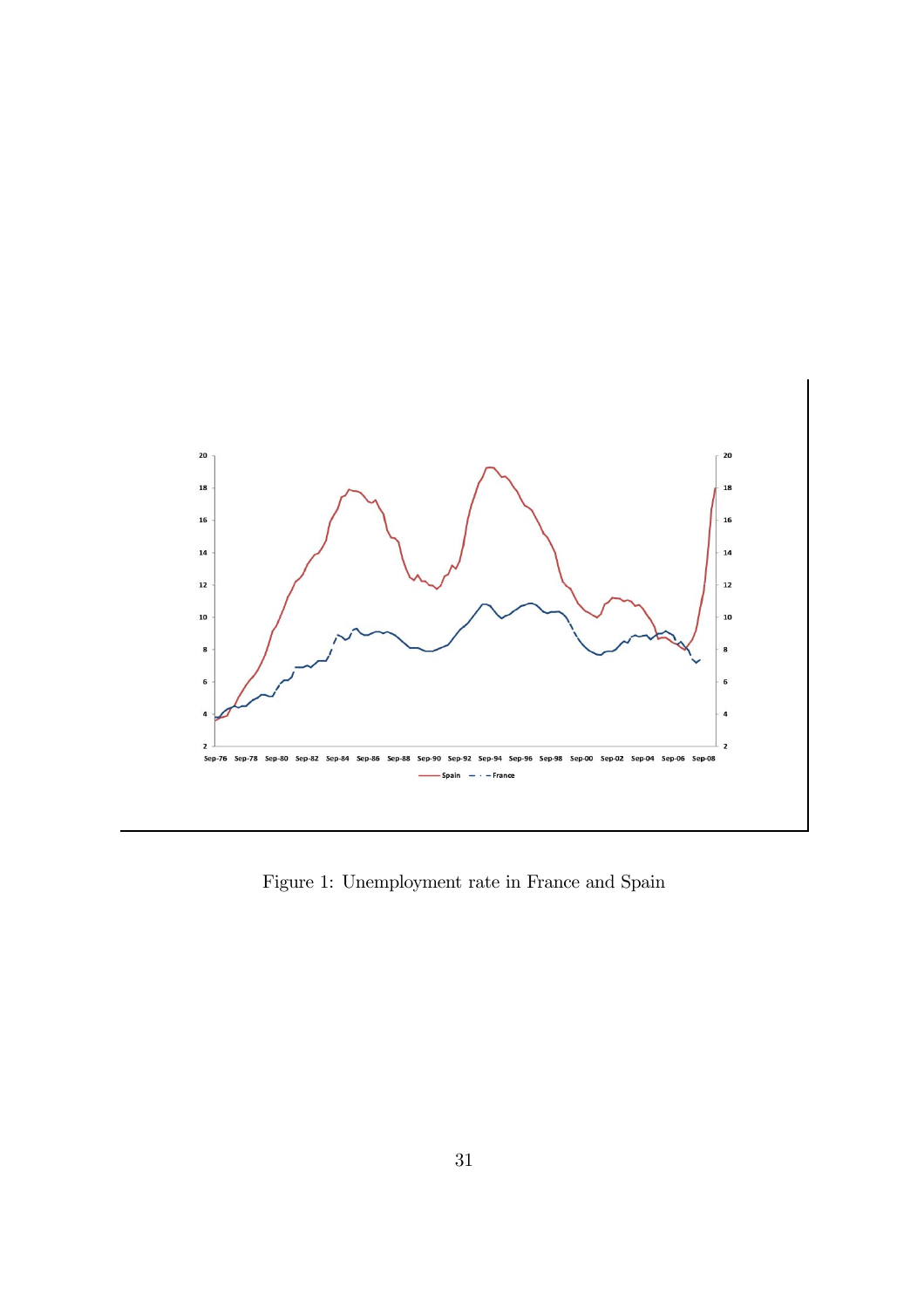Figure 1: Unemployment rate in France and Spain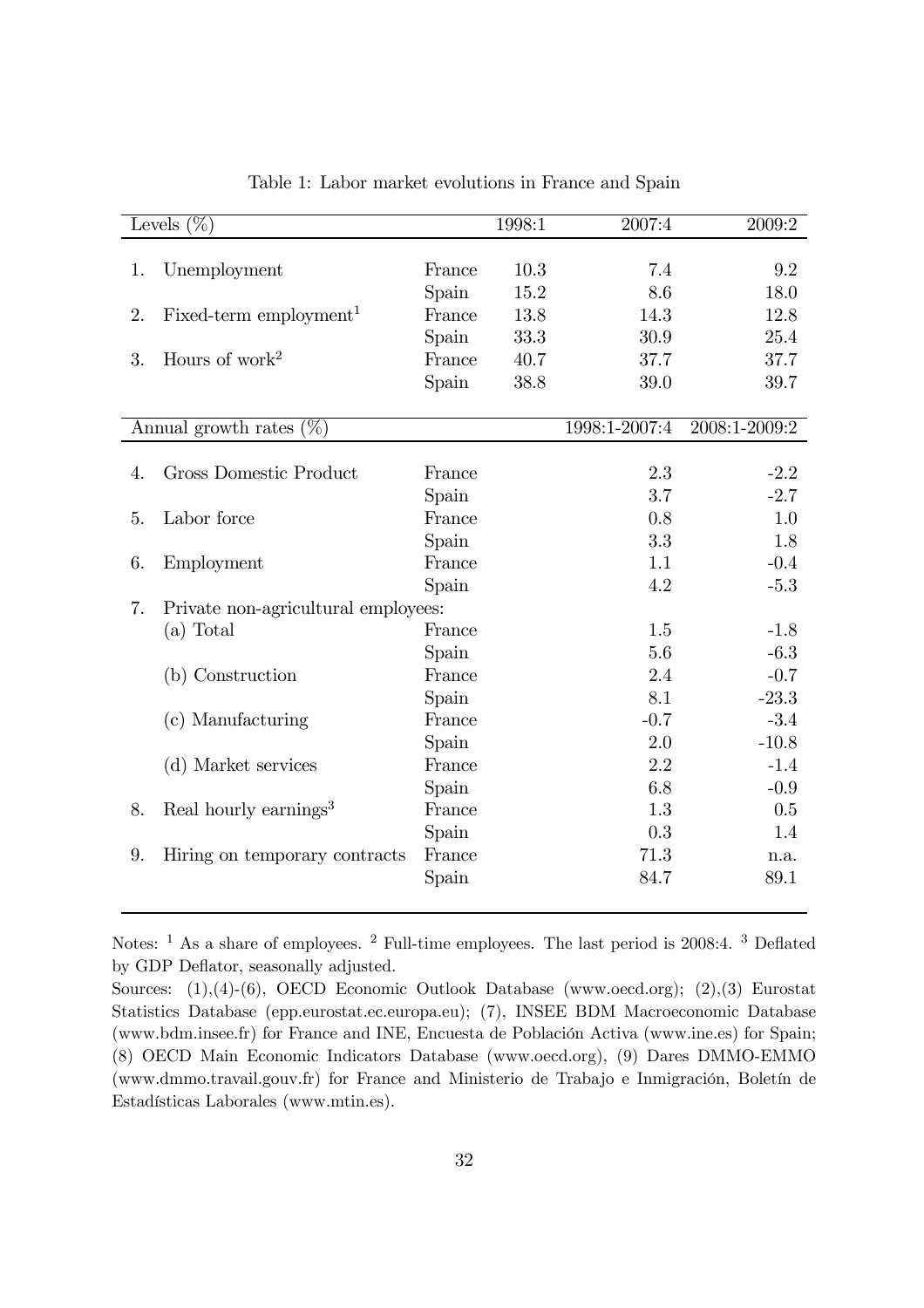Table 1: Labor market evolutions in France and Spain

| Levels (%) | | | 1998:1 | 2007:4 | 2009:2 |
|---|---|---|---|---|---|
| 1. | Unemployment | France | 10.3 | 7.4 | 9.2 |
| | | Spain | 15.2 | 8.6 | 18.0 |
| 2. | Fixed-term employment[1] | France | 13.8 | 14.3 | 12.8 |
| | | Spain | 33.3 | 30.9 | 25.4 |
| 3. | Hours of work[2] | France | 40.7 | 37.7 | 37.7 |
| | | Spain | 38.8 | 39.0 | 39.7 |
| **Annual growth rates (%)** | | | | **1998:1-2007:4** | **2008:1-2009:2** |
| 4. | Gross Domestic Product | France | | 2.3 | -2.2 |
| | | Spain | | 3.7 | -2.7 |
| 5. | Labor force | France | | 0.8 | 1.0 |
| | | Spain | | 3.3 | 1.8 |
| 6. | Employment | France | | 1.1 | -0.4 |
| | | Spain | | 4.2 | -5.3 |
| 7. | Private non-agricultural employees: | | | | |
| | (a) Total | France | | 1.5 | -1.8 |
| | | Spain | | 5.6 | -6.3 |
| | (b) Construction | France | | 2.4 | -0.7 |
| | | Spain | | 8.1 | -23.3 |
| | (c) Manufacturing | France | | -0.7 | -3.4 |
| | | Spain | | 2.0 | -10.8 |
| | (d) Market services | France | | 2.2 | -1.4 |
| | | Spain | | 6.8 | -0.9 |
| 8. | Real hourly earnings[3] | France | | 1.3 | 0.5 |
| | | Spain | | 0.3 | 1.4 |
| 9. | Hiring on temporary contracts | France | | 71.3 | n.a. |
| | | Spain | | 84.7 | 89.1 |

Notes: [1] As a share of employees. [2] Full-time employees. The last period is 2008:4. [3] Deflated by GDP Deflator, seasonally adjusted.

Sources: (1),(4)-(6), OECD Economic Outlook Database (www.oecd.org); (2),(3) Eurostat Statistics Database (epp.eurostat.ec.europa.eu); (7), INSEE BDM Macroeconomic Database (www.bdm.insee.fr) for France and INE, Encuesta de Población Activa (www.ine.es) for Spain; (8) OECD Main Economic Indicators Database (www.oecd.org), (9) Dares DMMO-EMMO (www.dmmo.travail.gouv.fr) for France and Ministerio de Trabajo e Inmigración, Boletín de Estadísticas Laborales (www.mtin.es).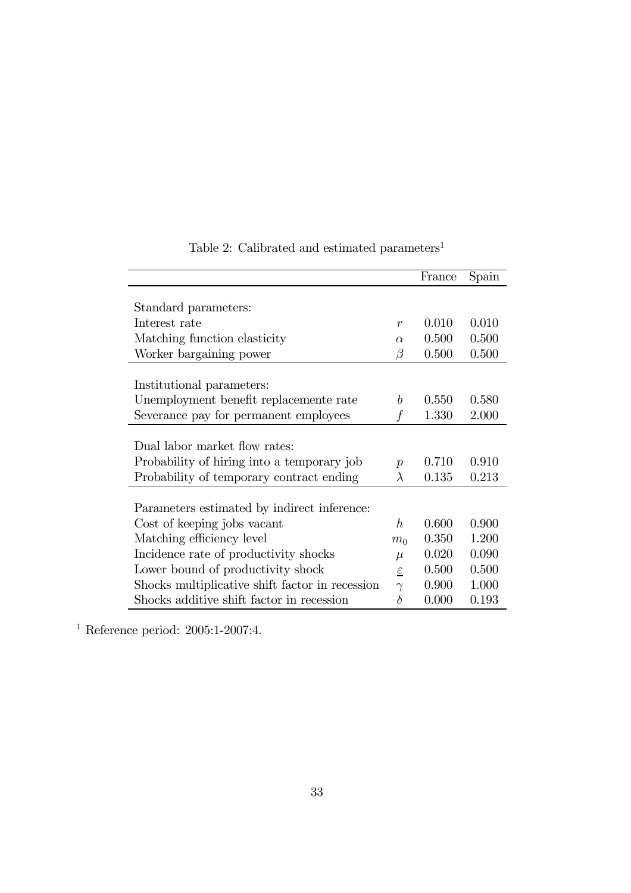Table 2: Calibrated and estimated parameters[1]

| | | France | Spain |
|---|---|---|---|
| Standard parameters: | | | |
| Interest rate | $r$ | 0.010 | 0.010 |
| Matching function elasticity | $\alpha$ | 0.500 | 0.500 |
| Worker bargaining power | $\beta$ | 0.500 | 0.500 |
| Institutional parameters: | | | |
| Unemployment benefit replacemente rate | $b$ | 0.550 | 0.580 |
| Severance pay for permanent employees | $f$ | 1.330 | 2.000 |
| Dual labor market flow rates: | | | |
| Probability of hiring into a temporary job | $p$ | 0.710 | 0.910 |
| Probability of temporary contract ending | $\lambda$ | 0.135 | 0.213 |
| Parameters estimated by indirect inference: | | | |
| Cost of keeping jobs vacant | $h$ | 0.600 | 0.900 |
| Matching efficiency level | $m_0$ | 0.350 | 1.200 |
| Incidence rate of productivity shocks | $\mu$ | 0.020 | 0.090 |
| Lower bound of productivity shock | $\underline{\varepsilon}$ | 0.500 | 0.500 |
| Shocks multiplicative shift factor in recession | $\gamma$ | 0.900 | 1.000 |
| Shocks additive shift factor in recession | $\delta$ | 0.000 | 0.193 |

[1] Reference period: 2005:1-2007:4.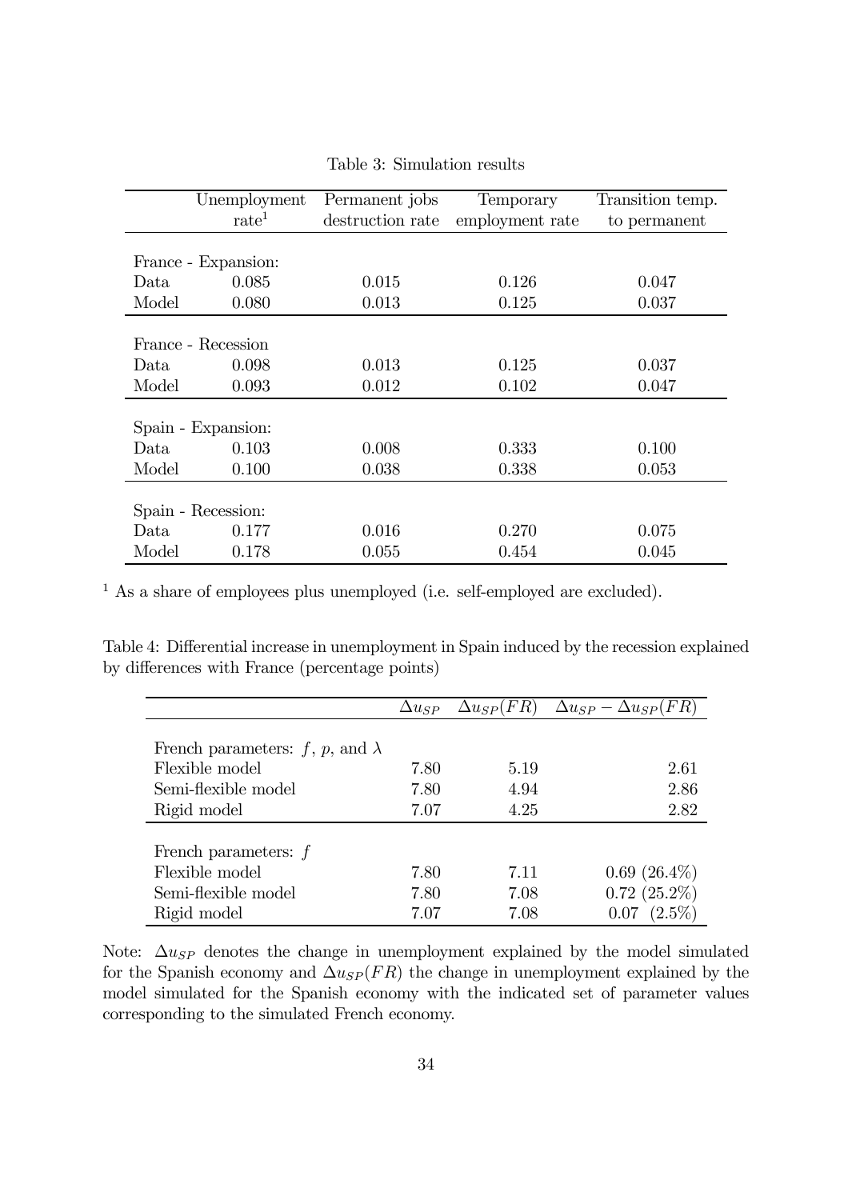Table 3: Simulation results

| | Unemployment rate[1] | Permanent jobs destruction rate | Temporary employment rate | Transition temp. to permanent |
|---|---|---|---|---|
| France - Expansion: | | | | |
| Data | 0.085 | 0.015 | 0.126 | 0.047 |
| Model | 0.080 | 0.013 | 0.125 | 0.037 |
| France - Recession | | | | |
| Data | 0.098 | 0.013 | 0.125 | 0.037 |
| Model | 0.093 | 0.012 | 0.102 | 0.047 |
| Spain - Expansion: | | | | |
| Data | 0.103 | 0.008 | 0.333 | 0.100 |
| Model | 0.100 | 0.038 | 0.338 | 0.053 |
| Spain - Recession: | | | | |
| Data | 0.177 | 0.016 | 0.270 | 0.075 |
| Model | 0.178 | 0.055 | 0.454 | 0.045 |

[1] As a share of employees plus unemployed (i.e. self-employed are excluded).

Table 4: Differential increase in unemployment in Spain induced by the recession explained by differences with France (percentage points)

| | $\Delta u_{SP}$ | $\Delta u_{SP}(FR)$ | $\Delta u_{SP} - \Delta u_{SP}(FR)$ |
|---|---|---|---|
| French parameters: $f$, $p$, and $\lambda$ | | | |
| Flexible model | 7.80 | 5.19 | 2.61 |
| Semi-flexible model | 7.80 | 4.94 | 2.86 |
| Rigid model | 7.07 | 4.25 | 2.82 |
| French parameters: $f$ | | | |
| Flexible model | 7.80 | 7.11 | 0.69 (26.4%) |
| Semi-flexible model | 7.80 | 7.08 | 0.72 (25.2%) |
| Rigid model | 7.07 | 7.08 | 0.07 (2.5%) |

Note: $\Delta u_{SP}$ denotes the change in unemployment explained by the model simulated for the Spanish economy and $\Delta u_{SP}(FR)$ the change in unemployment explained by the model simulated for the Spanish economy with the indicated set of parameter values corresponding to the simulated French economy.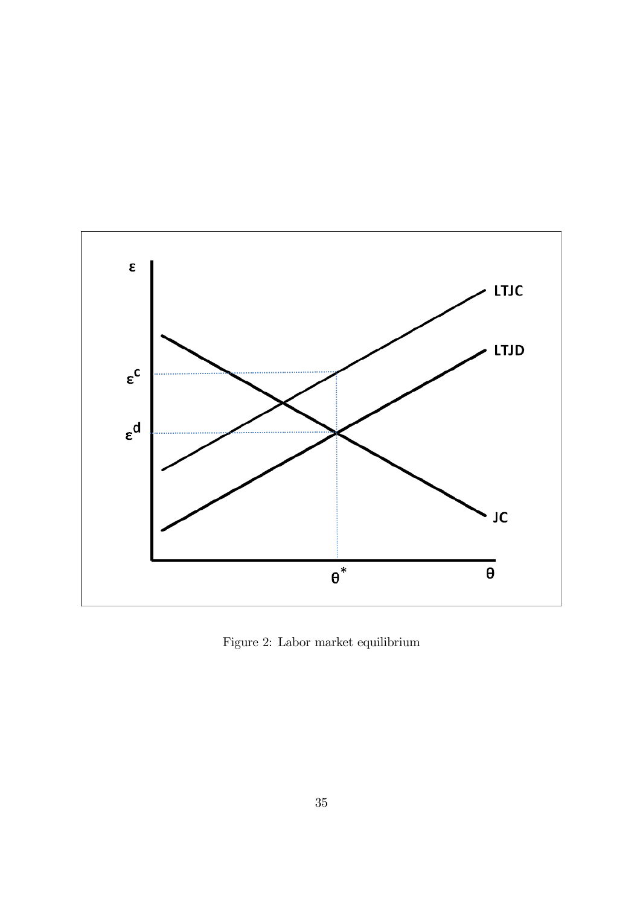Figure 2: Labor market equilibrium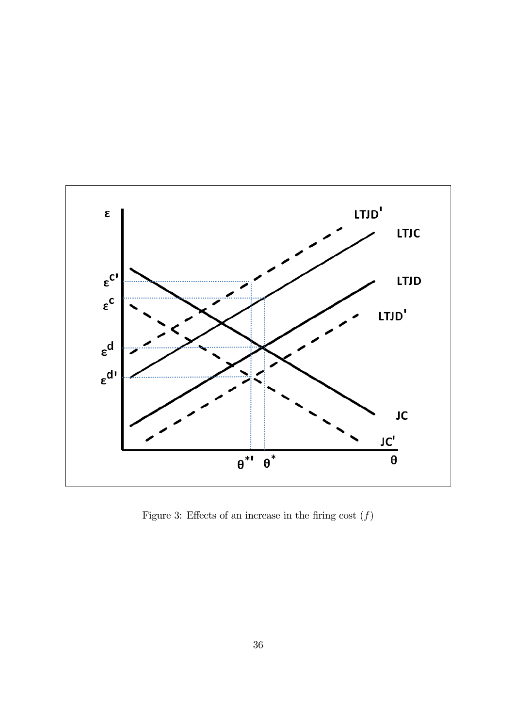Figure 3: Effects of an increase in the firing cost $(f)$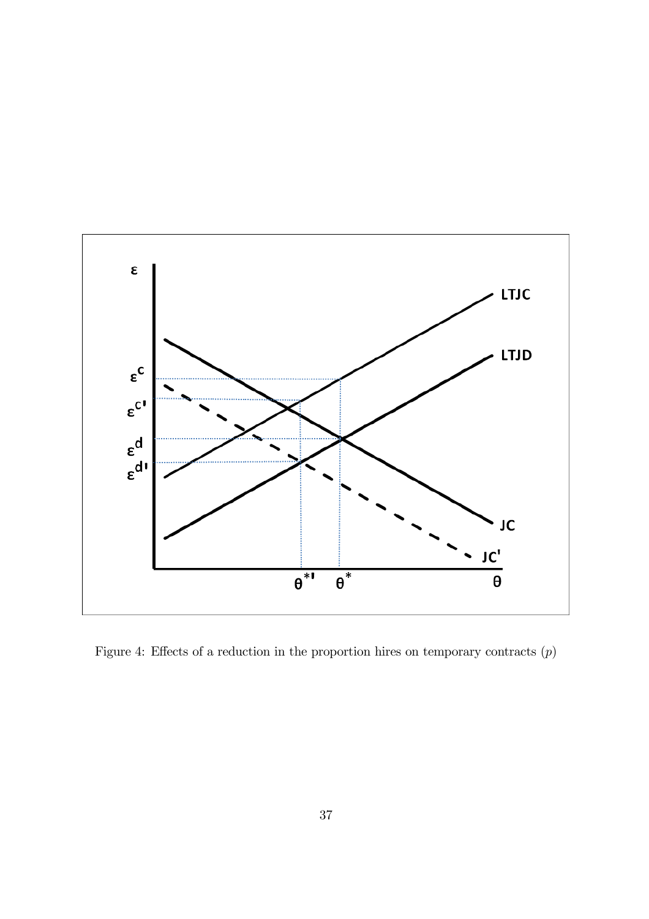Figure 4: Effects of a reduction in the proportion hires on temporary contracts ($p$)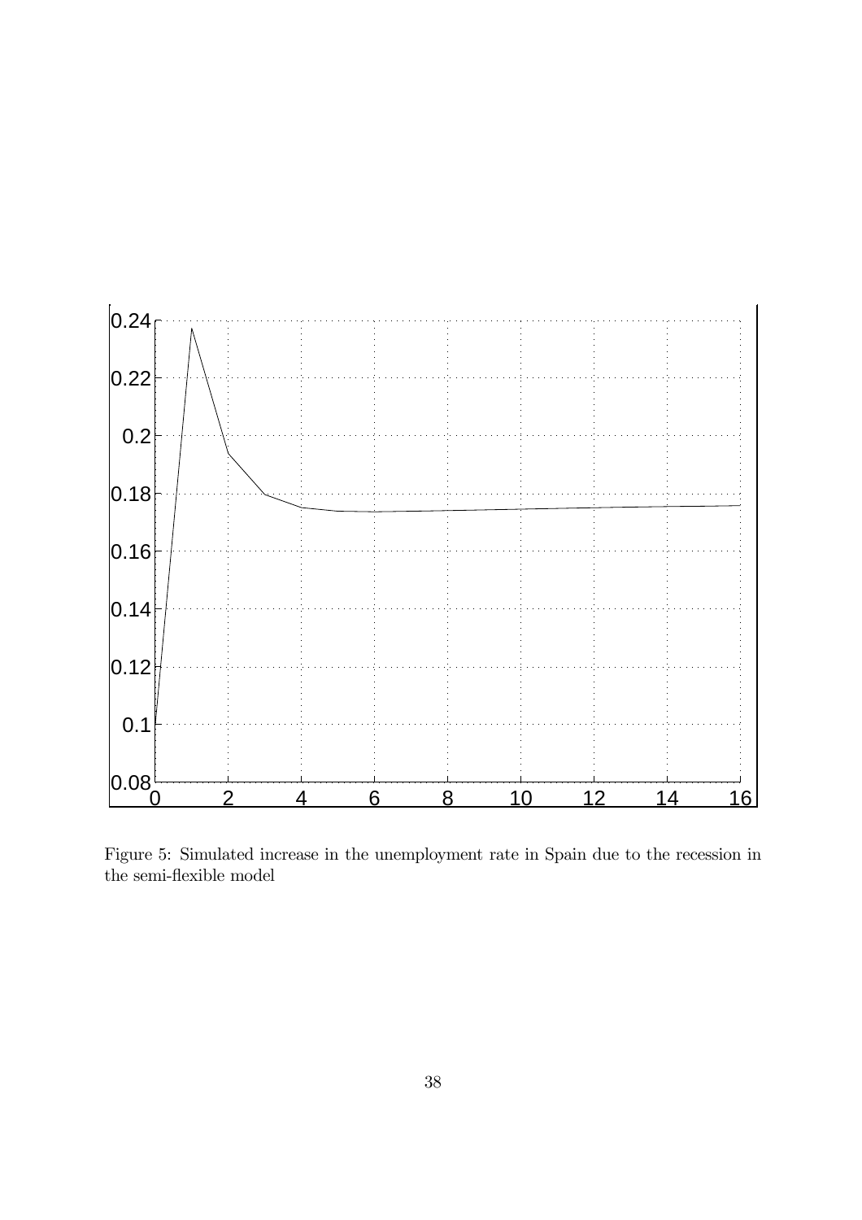Figure 5: Simulated increase in the unemployment rate in Spain due to the recession in the semi-flexible model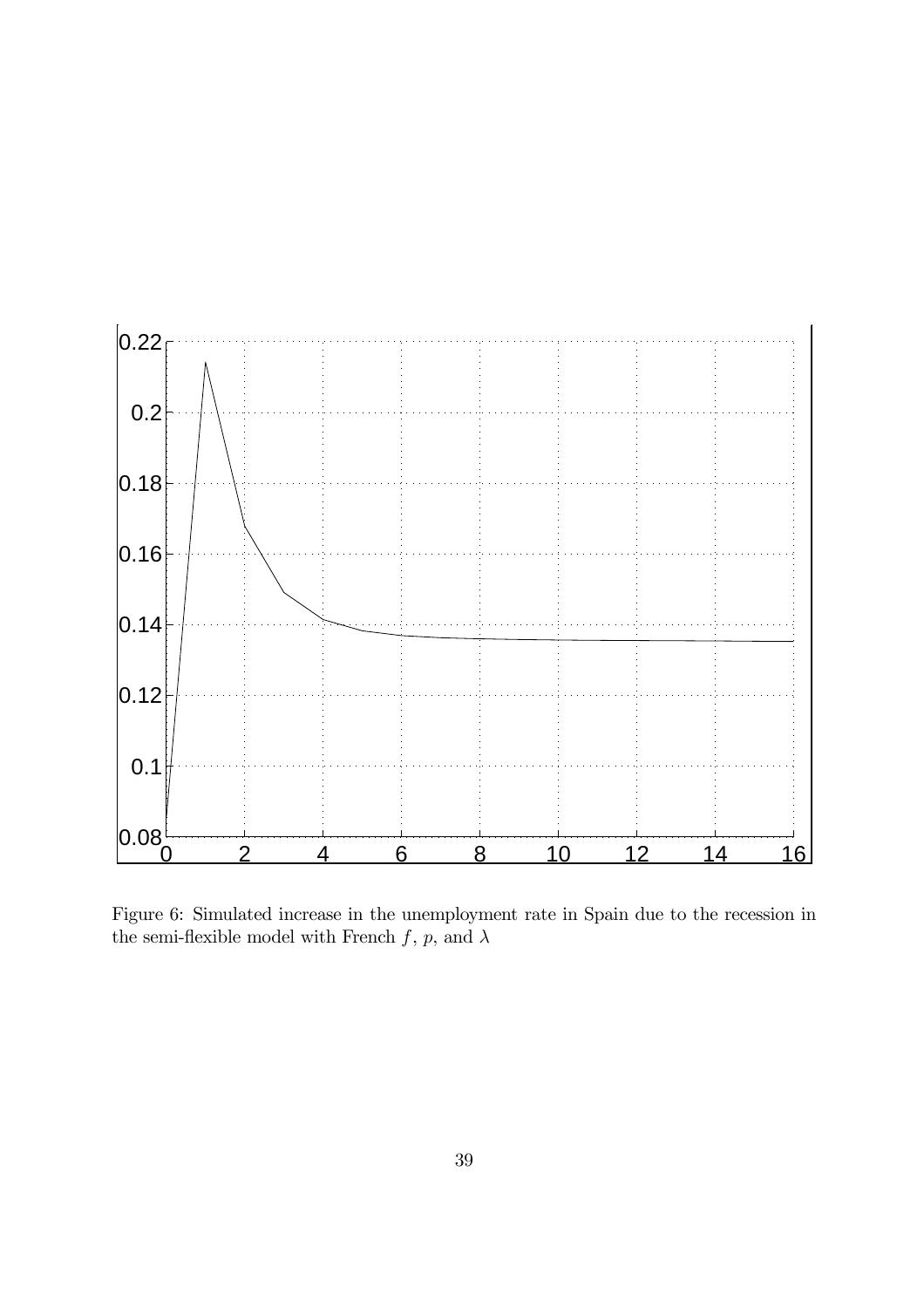0.22
0.2
0.18
0.16
0.14
0.12
0.1
0.08

0 2 4 6 8 10 12 14 16

Figure 6: Simulated increase in the unemployment rate in Spain due to the recession in the semi-flexible model with French $f$, $p$, and $\lambda$